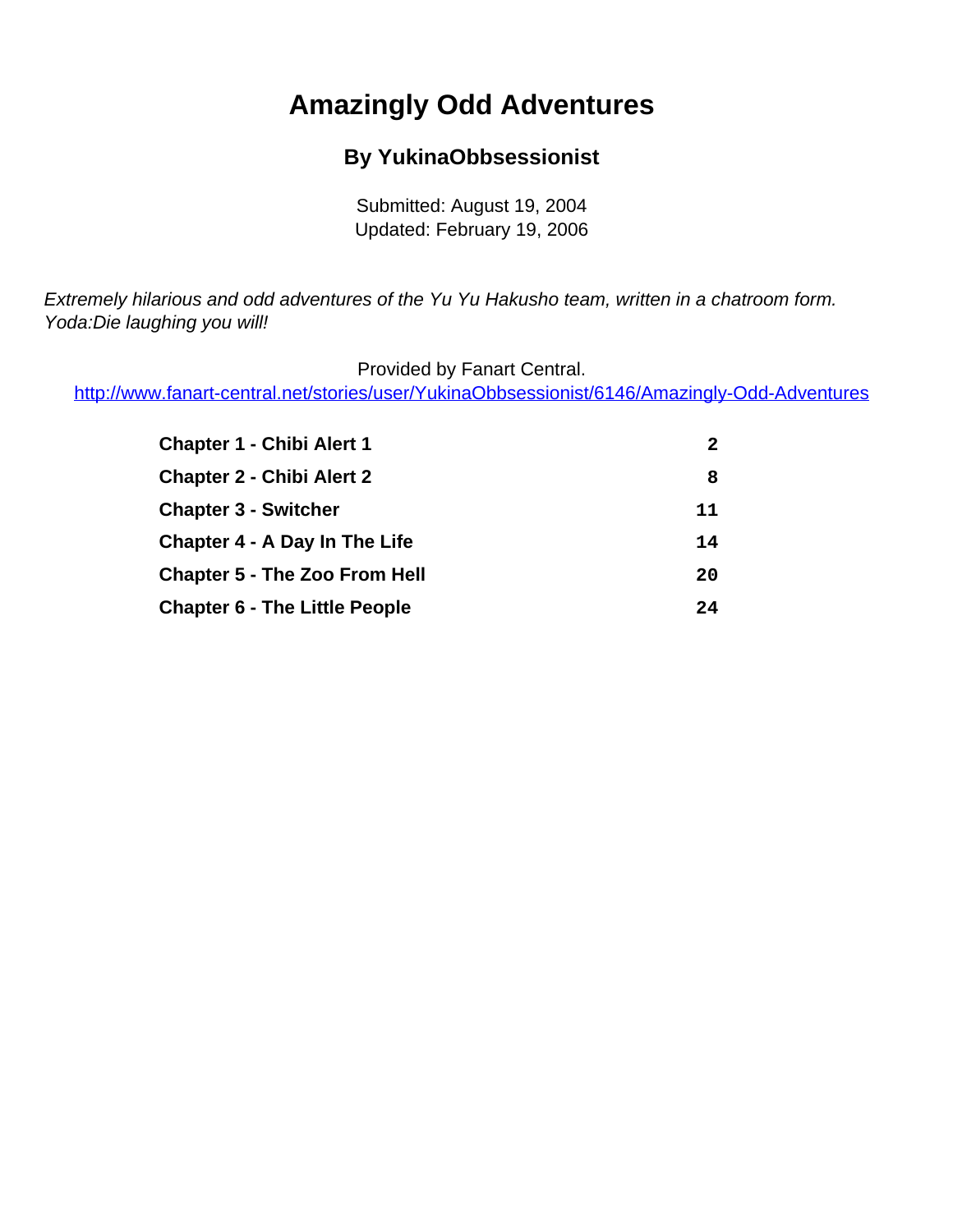# Amazingly Odd Adventures

## By YukinaObbsessionist

Submitted: August 19, 2004
Updated: February 19, 2006

*Extremely hilarious and odd adventures of the Yu Yu Hakusho team, written in a chatroom form. Yoda:Die laughing you will!*

Provided by Fanart Central.
http://www.fanart-central.net/stories/user/YukinaObbsessionist/6146/Amazingly-Odd-Adventures

| | |
|---|---|
| **Chapter 1 - Chibi Alert 1** | **2** |
| **Chapter 2 - Chibi Alert 2** | **8** |
| **Chapter 3 - Switcher** | **11** |
| **Chapter 4 - A Day In The Life** | **14** |
| **Chapter 5 - The Zoo From Hell** | **20** |
| **Chapter 6 - The Little People** | **24** |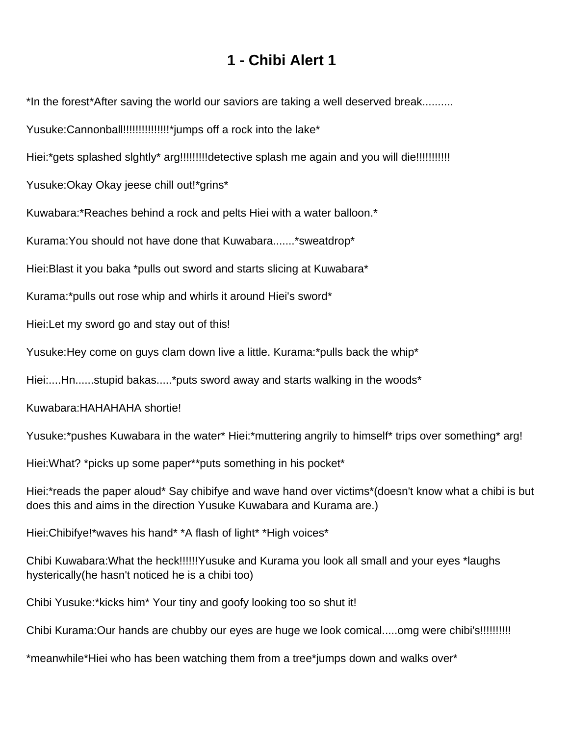# 1 - Chibi Alert 1

*In the forest*After saving the world our saviors are taking a well deserved break..........

Yusuke:Cannonball!!!!!!!!!!!!!!!*jumps off a rock into the lake*

Hiei:*gets splashed slghtly* arg!!!!!!!!!detective splash me again and you will die!!!!!!!!!!

Yusuke:Okay Okay jeese chill out!*grins*

Kuwabara:*Reaches behind a rock and pelts Hiei with a water balloon.*

Kurama:You should not have done that Kuwabara.......*sweatdrop*

Hiei:Blast it you baka *pulls out sword and starts slicing at Kuwabara*

Kurama:*pulls out rose whip and whirls it around Hiei's sword*

Hiei:Let my sword go and stay out of this!

Yusuke:Hey come on guys clam down live a little. Kurama:*pulls back the whip*

Hiei:....Hn......stupid bakas.....*puts sword away and starts walking in the woods*

Kuwabara:HAHAHAHA shortie!

Yusuke:*pushes Kuwabara in the water* Hiei:*muttering angrily to himself* trips over something* arg!

Hiei:What? *picks up some paper**puts something in his pocket*

Hiei:*reads the paper aloud* Say chibifye and wave hand over victims*(doesn't know what a chibi is but does this and aims in the direction Yusuke Kuwabara and Kurama are.)

Hiei:Chibifye!*waves his hand* *A flash of light* *High voices*

Chibi Kuwabara:What the heck!!!!!!Yusuke and Kurama you look all small and your eyes *laughs hysterically(he hasn't noticed he is a chibi too)

Chibi Yusuke:*kicks him* Your tiny and goofy looking too so shut it!

Chibi Kurama:Our hands are chubby our eyes are huge we look comical.....omg were chibi's!!!!!!!!!!

*meanwhile*Hiei who has been watching them from a tree*jumps down and walks over*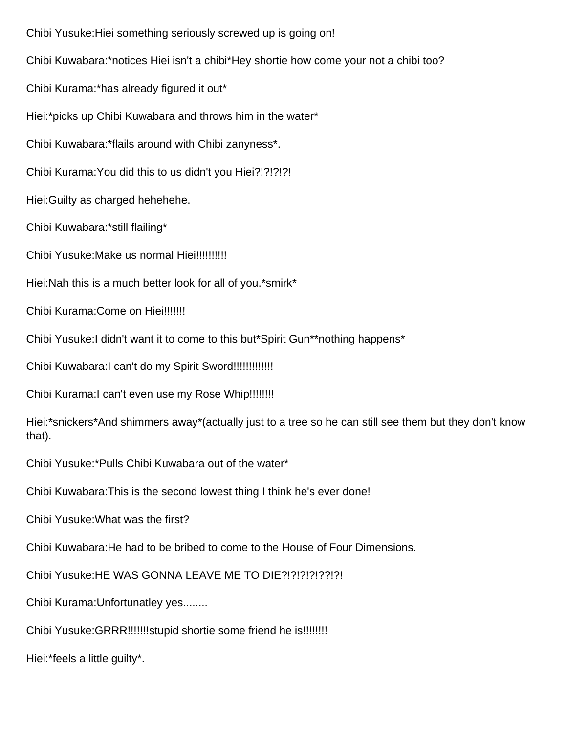Chibi Yusuke:Hiei something seriously screwed up is going on!

Chibi Kuwabara:*notices Hiei isn't a chibi*Hey shortie how come your not a chibi too?

Chibi Kurama:*has already figured it out*

Hiei:*picks up Chibi Kuwabara and throws him in the water*

Chibi Kuwabara:*flails around with Chibi zanyness*.

Chibi Kurama:You did this to us didn't you Hiei?!?!?!?!

Hiei:Guilty as charged hehehehe.

Chibi Kuwabara:*still flailing*

Chibi Yusuke:Make us normal Hiei!!!!!!!!!

Hiei:Nah this is a much better look for all of you.*smirk*

Chibi Kurama:Come on Hiei!!!!!!

Chibi Yusuke:I didn't want it to come to this but*Spirit Gun**nothing happens*

Chibi Kuwabara:I can't do my Spirit Sword!!!!!!!!!!!!

Chibi Kurama:I can't even use my Rose Whip!!!!!!!

Hiei:*snickers*And shimmers away*(actually just to a tree so he can still see them but they don't know that).

Chibi Yusuke:*Pulls Chibi Kuwabara out of the water*

Chibi Kuwabara:This is the second lowest thing I think he's ever done!

Chibi Yusuke:What was the first?

Chibi Kuwabara:He had to be bribed to come to the House of Four Dimensions.

Chibi Yusuke:HE WAS GONNA LEAVE ME TO DIE?!?!?!?!??!?!

Chibi Kurama:Unfortunatley yes........

Chibi Yusuke:GRRR!!!!!!!stupid shortie some friend he is!!!!!!!!

Hiei:*feels a little guilty*.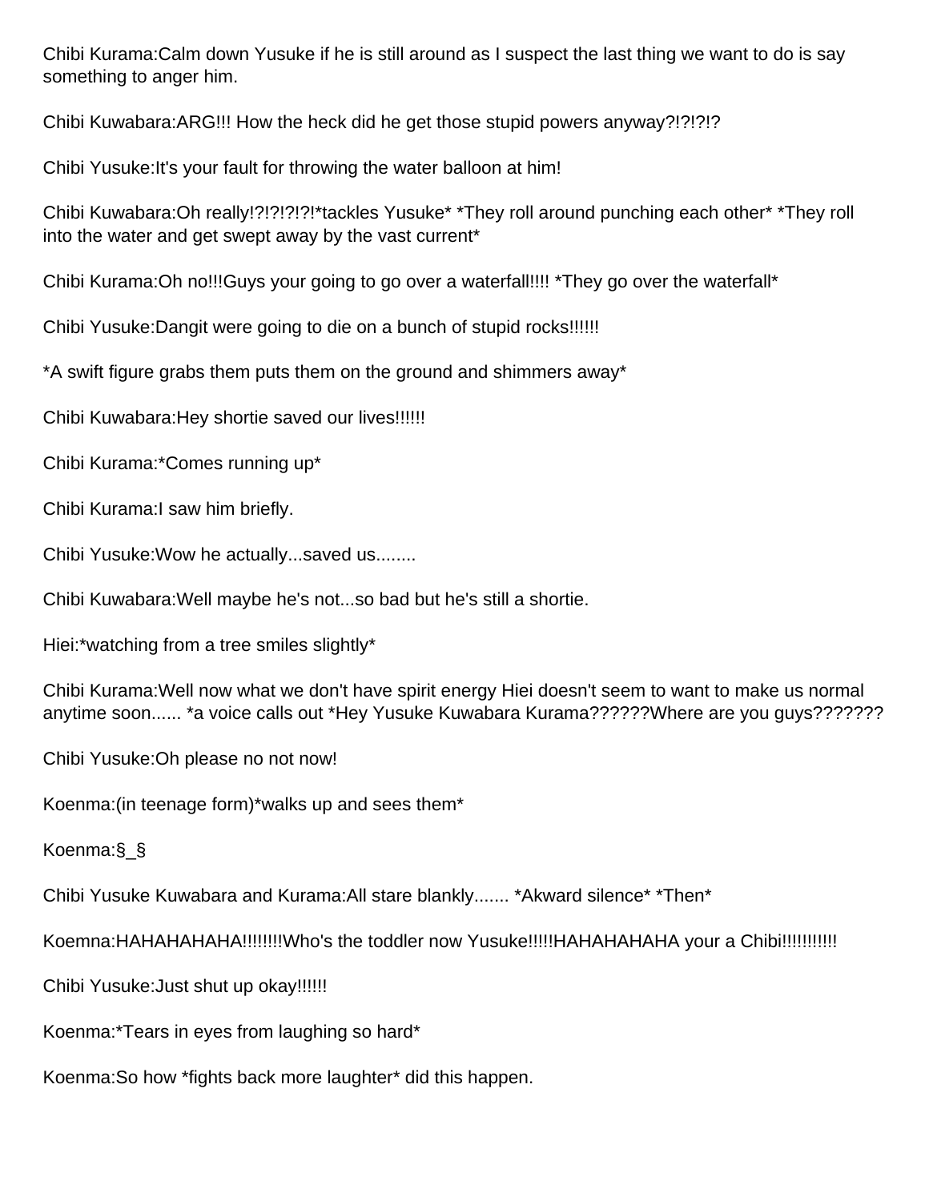Chibi Kurama:Calm down Yusuke if he is still around as I suspect the last thing we want to do is say something to anger him.

Chibi Kuwabara:ARG!!! How the heck did he get those stupid powers anyway?!?!?!?

Chibi Yusuke:It's your fault for throwing the water balloon at him!

Chibi Kuwabara:Oh really!?!?!?!?!*tackles Yusuke* *They roll around punching each other* *They roll into the water and get swept away by the vast current*

Chibi Kurama:Oh no!!!Guys your going to go over a waterfall!!!! *They go over the waterfall*

Chibi Yusuke:Dangit were going to die on a bunch of stupid rocks!!!!!!

*A swift figure grabs them puts them on the ground and shimmers away*

Chibi Kuwabara:Hey shortie saved our lives!!!!!!

Chibi Kurama:*Comes running up*

Chibi Kurama:I saw him briefly.

Chibi Yusuke:Wow he actually...saved us........

Chibi Kuwabara:Well maybe he's not...so bad but he's still a shortie.

Hiei:*watching from a tree smiles slightly*

Chibi Kurama:Well now what we don't have spirit energy Hiei doesn't seem to want to make us normal anytime soon...... *a voice calls out *Hey Yusuke Kuwabara Kurama??????Where are you guys???????

Chibi Yusuke:Oh please no not now!

Koenma:(in teenage form)*walks up and sees them*

Koenma:§_§

Chibi Yusuke Kuwabara and Kurama:All stare blankly....... *Akward silence* *Then*

Koemna:HAHAHAHAHA!!!!!!!!Who's the toddler now Yusuke!!!!!HAHAHAHAHA your a Chibi!!!!!!!!!!!

Chibi Yusuke:Just shut up okay!!!!!!

Koenma:*Tears in eyes from laughing so hard*

Koenma:So how *fights back more laughter* did this happen.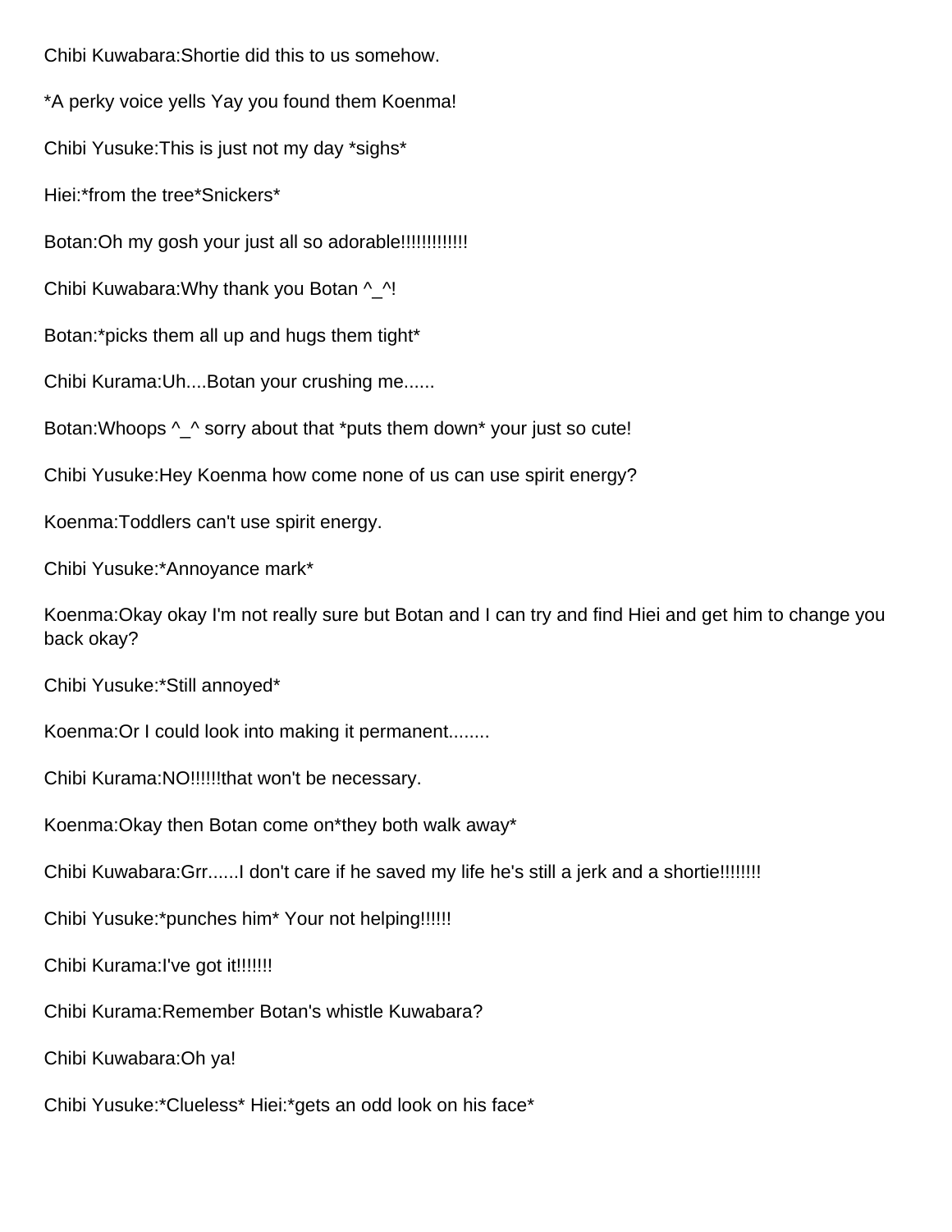Chibi Kuwabara:Shortie did this to us somehow.

*A perky voice yells Yay you found them Koenma!

Chibi Yusuke:This is just not my day *sighs*

Hiei:*from the tree*Snickers*

Botan:Oh my gosh your just all so adorable!!!!!!!!!!!!

Chibi Kuwabara:Why thank you Botan ^_^!

Botan:*picks them all up and hugs them tight*

Chibi Kurama:Uh....Botan your crushing me......

Botan:Whoops ^_^ sorry about that *puts them down* your just so cute!

Chibi Yusuke:Hey Koenma how come none of us can use spirit energy?

Koenma:Toddlers can't use spirit energy.

Chibi Yusuke:*Annoyance mark*

Koenma:Okay okay I'm not really sure but Botan and I can try and find Hiei and get him to change you back okay?

Chibi Yusuke:*Still annoyed*

Koenma:Or I could look into making it permanent........

Chibi Kurama:NO!!!!!!that won't be necessary.

Koenma:Okay then Botan come on*they both walk away*

Chibi Kuwabara:Grr......I don't care if he saved my life he's still a jerk and a shortie!!!!!!!!

Chibi Yusuke:*punches him* Your not helping!!!!!!

Chibi Kurama:I've got it!!!!!!!

Chibi Kurama:Remember Botan's whistle Kuwabara?

Chibi Kuwabara:Oh ya!

Chibi Yusuke:*Clueless* Hiei:*gets an odd look on his face*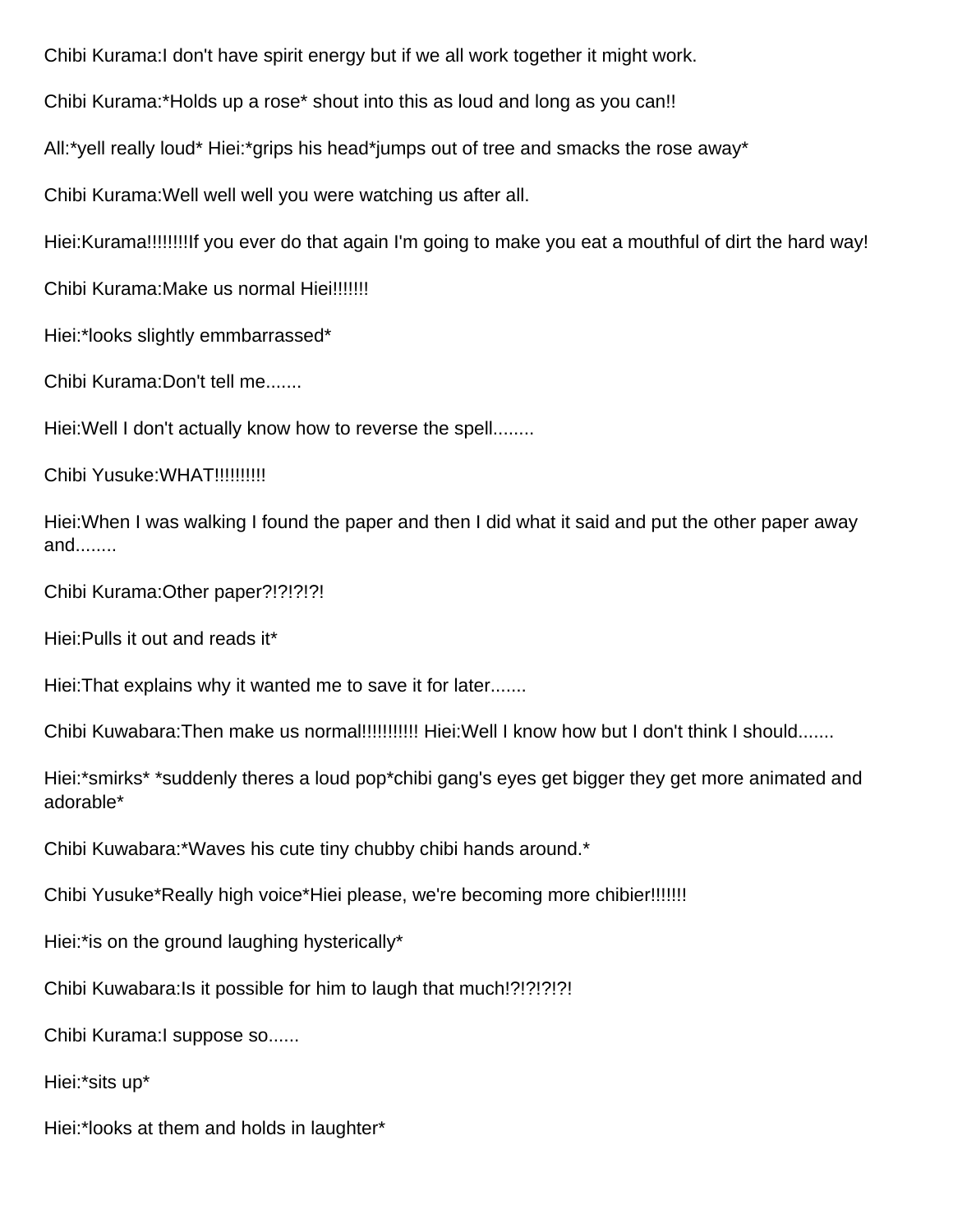Chibi Kurama:I don't have spirit energy but if we all work together it might work.

Chibi Kurama:*Holds up a rose* shout into this as loud and long as you can!!

All:*yell really loud* Hiei:*grips his head*jumps out of tree and smacks the rose away*

Chibi Kurama:Well well well you were watching us after all.

Hiei:Kurama!!!!!!!!If you ever do that again I'm going to make you eat a mouthful of dirt the hard way!

Chibi Kurama:Make us normal Hiei!!!!!!!

Hiei:*looks slightly emmbarrassed*

Chibi Kurama:Don't tell me.......

Hiei:Well I don't actually know how to reverse the spell........

Chibi Yusuke:WHAT!!!!!!!!!!

Hiei:When I was walking I found the paper and then I did what it said and put the other paper away and........

Chibi Kurama:Other paper?!?!?!?!

Hiei:Pulls it out and reads it*

Hiei:That explains why it wanted me to save it for later.......

Chibi Kuwabara:Then make us normal!!!!!!!!!!! Hiei:Well I know how but I don't think I should.......

Hiei:*smirks* *suddenly theres a loud pop*chibi gang's eyes get bigger they get more animated and adorable*

Chibi Kuwabara:*Waves his cute tiny chubby chibi hands around.*

Chibi Yusuke*Really high voice*Hiei please, we're becoming more chibier!!!!!!!

Hiei:*is on the ground laughing hysterically*

Chibi Kuwabara:Is it possible for him to laugh that much!?!?!?!?!

Chibi Kurama:I suppose so......

Hiei:*sits up*

Hiei:*looks at them and holds in laughter*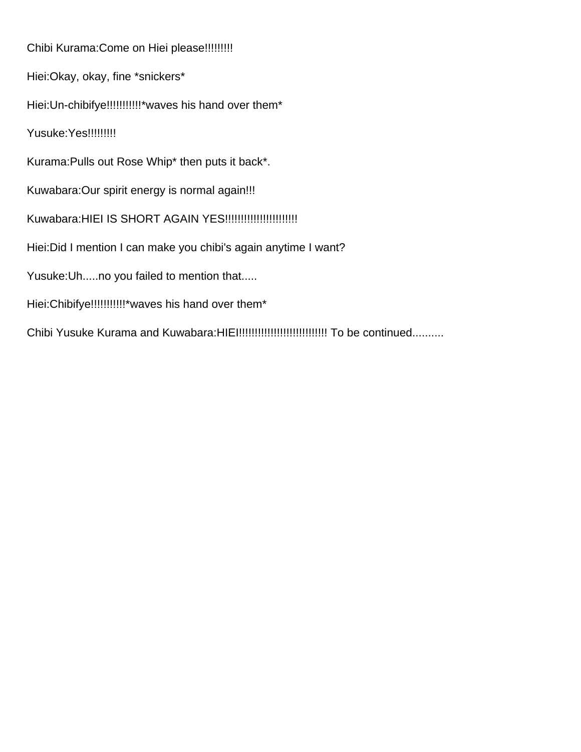Chibi Kurama:Come on Hiei please!!!!!!!!!

Hiei:Okay, okay, fine *snickers*

Hiei:Un-chibifye!!!!!!!!!!!*waves his hand over them*

Yusuke:Yes!!!!!!!!!

Kurama:Pulls out Rose Whip* then puts it back*.

Kuwabara:Our spirit energy is normal again!!!

Kuwabara:HIEI IS SHORT AGAIN YES!!!!!!!!!!!!!!!!!!!!!!

Hiei:Did I mention I can make you chibi's again anytime I want?

Yusuke:Uh.....no you failed to mention that.....

Hiei:Chibifye!!!!!!!!!!!*waves his hand over them*

Chibi Yusuke Kurama and Kuwabara:HIEI!!!!!!!!!!!!!!!!!!!!!!!!!!!! To be continued..........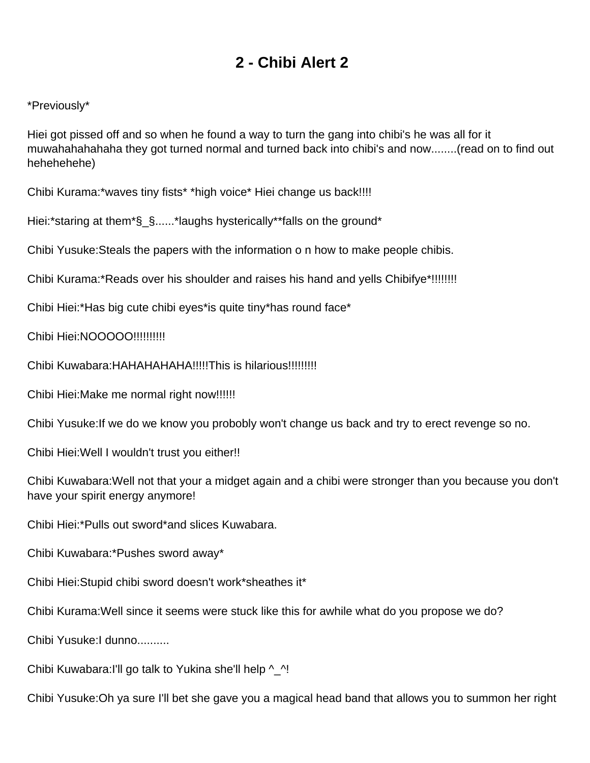# 2 - Chibi Alert 2

*Previously*

Hiei got pissed off and so when he found a way to turn the gang into chibi's he was all for it muwahahahahaha they got turned normal and turned back into chibi's and now........(read on to find out hehehehehe)

Chibi Kurama:*waves tiny fists* *high voice* Hiei change us back!!!!

Hiei:*staring at them*§_§......*laughs hysterically**falls on the ground*

Chibi Yusuke:Steals the papers with the information o n how to make people chibis.

Chibi Kurama:*Reads over his shoulder and raises his hand and yells Chibifye*!!!!!!!!

Chibi Hiei:*Has big cute chibi eyes*is quite tiny*has round face*

Chibi Hiei:NOOOOO!!!!!!!!!!

Chibi Kuwabara:HAHAHAHAHA!!!!!This is hilarious!!!!!!!!!

Chibi Hiei:Make me normal right now!!!!!!

Chibi Yusuke:If we do we know you probobly won't change us back and try to erect revenge so no.

Chibi Hiei:Well I wouldn't trust you either!!

Chibi Kuwabara:Well not that your a midget again and a chibi were stronger than you because you don't have your spirit energy anymore!

Chibi Hiei:*Pulls out sword*and slices Kuwabara.

Chibi Kuwabara:*Pushes sword away*

Chibi Hiei:Stupid chibi sword doesn't work*sheathes it*

Chibi Kurama:Well since it seems were stuck like this for awhile what do you propose we do?

Chibi Yusuke:I dunno..........

Chibi Kuwabara:I'll go talk to Yukina she'll help ^_^!

Chibi Yusuke:Oh ya sure I'll bet she gave you a magical head band that allows you to summon her right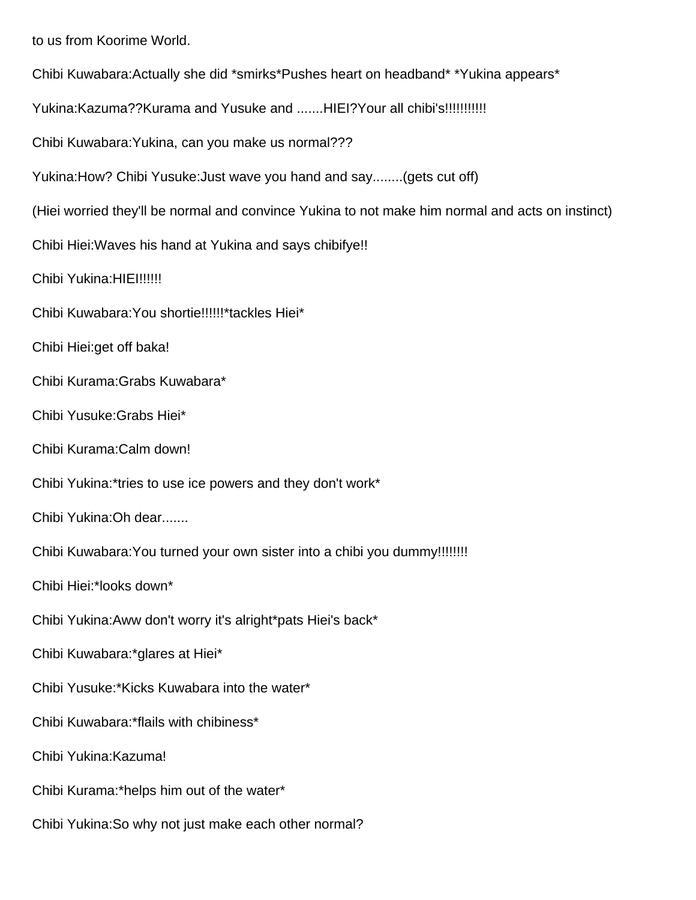to us from Koorime World.

Chibi Kuwabara:Actually she did *smirks*Pushes heart on headband* *Yukina appears*

Yukina:Kazuma??Kurama and Yusuke and .......HIEI?Your all chibi's!!!!!!!!!!

Chibi Kuwabara:Yukina, can you make us normal???

Yukina:How? Chibi Yusuke:Just wave you hand and say........(gets cut off)

(Hiei worried they'll be normal and convince Yukina to not make him normal and acts on instinct)

Chibi Hiei:Waves his hand at Yukina and says chibifye!!

Chibi Yukina:HIEI!!!!!!

Chibi Kuwabara:You shortie!!!!!!*tackles Hiei*

Chibi Hiei:get off baka!

Chibi Kurama:Grabs Kuwabara*

Chibi Yusuke:Grabs Hiei*

Chibi Kurama:Calm down!

Chibi Yukina:*tries to use ice powers and they don't work*

Chibi Yukina:Oh dear.......

Chibi Kuwabara:You turned your own sister into a chibi you dummy!!!!!!!!

Chibi Hiei:*looks down*

Chibi Yukina:Aww don't worry it's alright*pats Hiei's back*

Chibi Kuwabara:*glares at Hiei*

Chibi Yusuke:*Kicks Kuwabara into the water*

Chibi Kuwabara:*flails with chibiness*

Chibi Yukina:Kazuma!

Chibi Kurama:*helps him out of the water*

Chibi Yukina:So why not just make each other normal?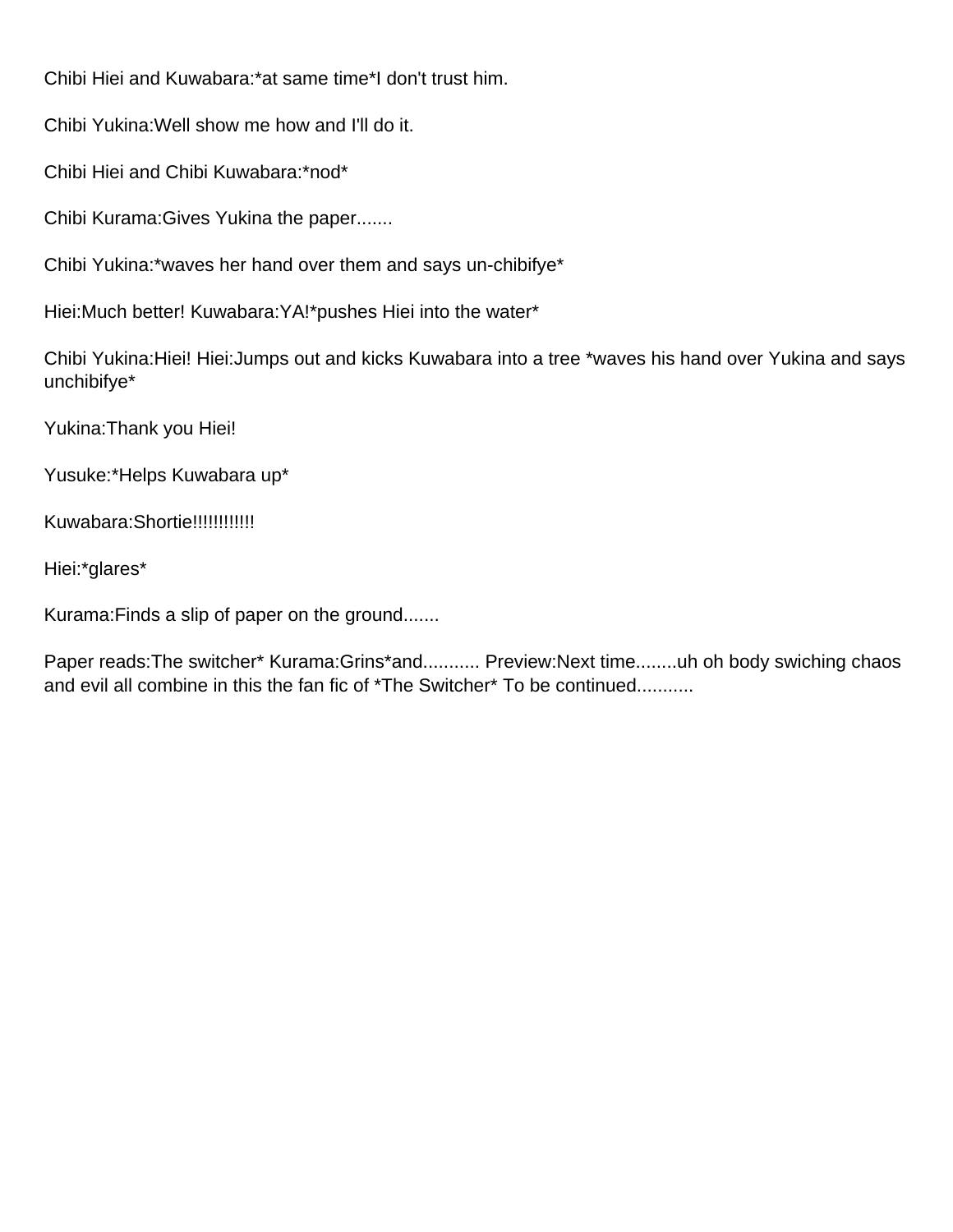Chibi Hiei and Kuwabara:*at same time*I don't trust him.

Chibi Yukina:Well show me how and I'll do it.

Chibi Hiei and Chibi Kuwabara:*nod*

Chibi Kurama:Gives Yukina the paper.......

Chibi Yukina:*waves her hand over them and says un-chibifye*

Hiei:Much better! Kuwabara:YA!*pushes Hiei into the water*

Chibi Yukina:Hiei! Hiei:Jumps out and kicks Kuwabara into a tree *waves his hand over Yukina and says unchibifye*

Yukina:Thank you Hiei!

Yusuke:*Helps Kuwabara up*

Kuwabara:Shortie!!!!!!!!!!!

Hiei:*glares*

Kurama:Finds a slip of paper on the ground.......

Paper reads:The switcher* Kurama:Grins*and........... Preview:Next time........uh oh body swiching chaos and evil all combine in this the fan fic of *The Switcher* To be continued...........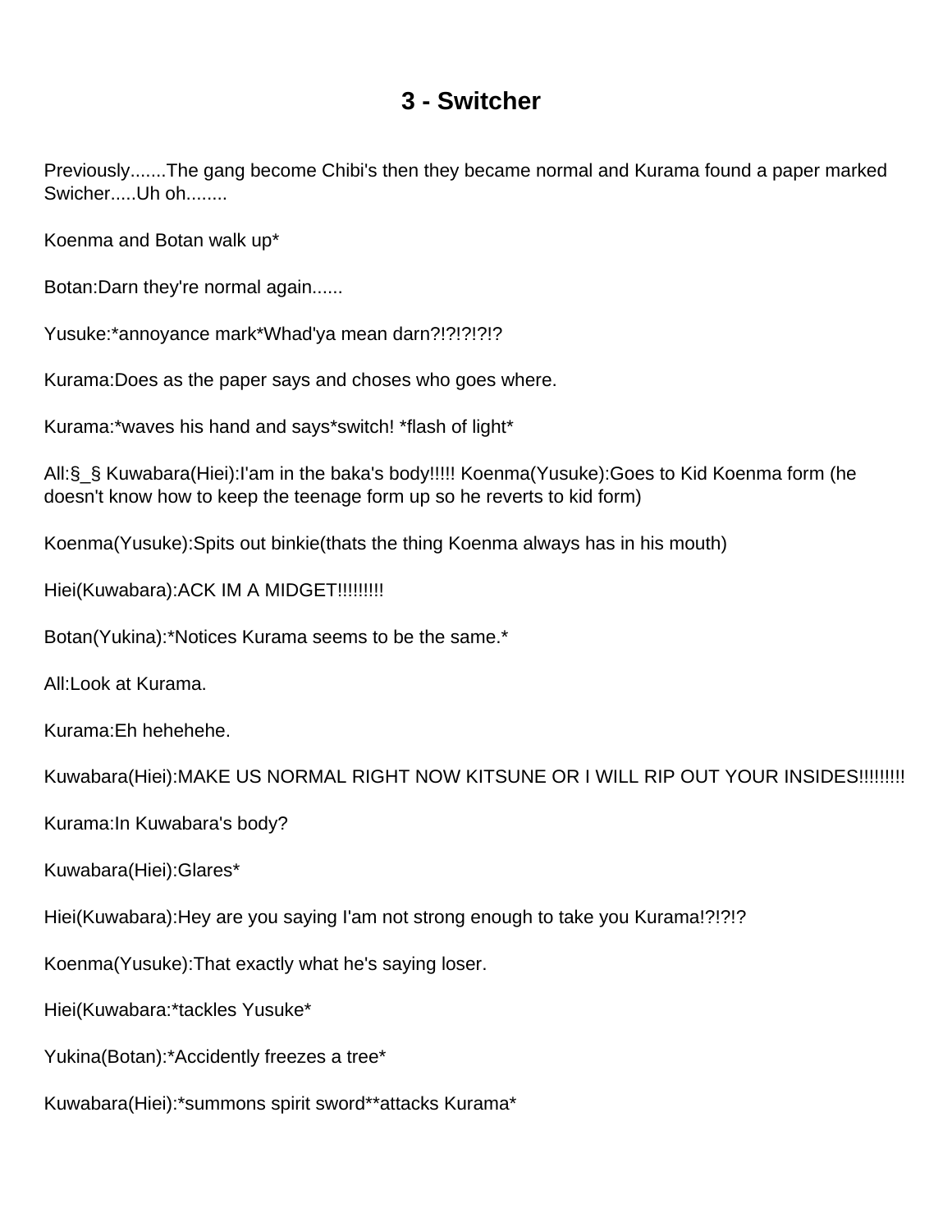# 3 - Switcher

Previously.......The gang become Chibi's then they became normal and Kurama found a paper marked Swicher.....Uh oh........

Koenma and Botan walk up*

Botan:Darn they're normal again......

Yusuke:*annoyance mark*Whad'ya mean darn?!?!?!?!?

Kurama:Does as the paper says and choses who goes where.

Kurama:*waves his hand and says*switch! *flash of light*

All:§_§ Kuwabara(Hiei):I'am in the baka's body!!!!! Koenma(Yusuke):Goes to Kid Koenma form (he doesn't know how to keep the teenage form up so he reverts to kid form)

Koenma(Yusuke):Spits out binkie(thats the thing Koenma always has in his mouth)

Hiei(Kuwabara):ACK IM A MIDGET!!!!!!!!!

Botan(Yukina):*Notices Kurama seems to be the same.*

All:Look at Kurama.

Kurama:Eh hehehehe.

Kuwabara(Hiei):MAKE US NORMAL RIGHT NOW KITSUNE OR I WILL RIP OUT YOUR INSIDES!!!!!!!!!

Kurama:In Kuwabara's body?

Kuwabara(Hiei):Glares*

Hiei(Kuwabara):Hey are you saying I'am not strong enough to take you Kurama!?!?!?

Koenma(Yusuke):That exactly what he's saying loser.

Hiei(Kuwabara:*tackles Yusuke*

Yukina(Botan):*Accidently freezes a tree*

Kuwabara(Hiei):*summons spirit sword**attacks Kurama*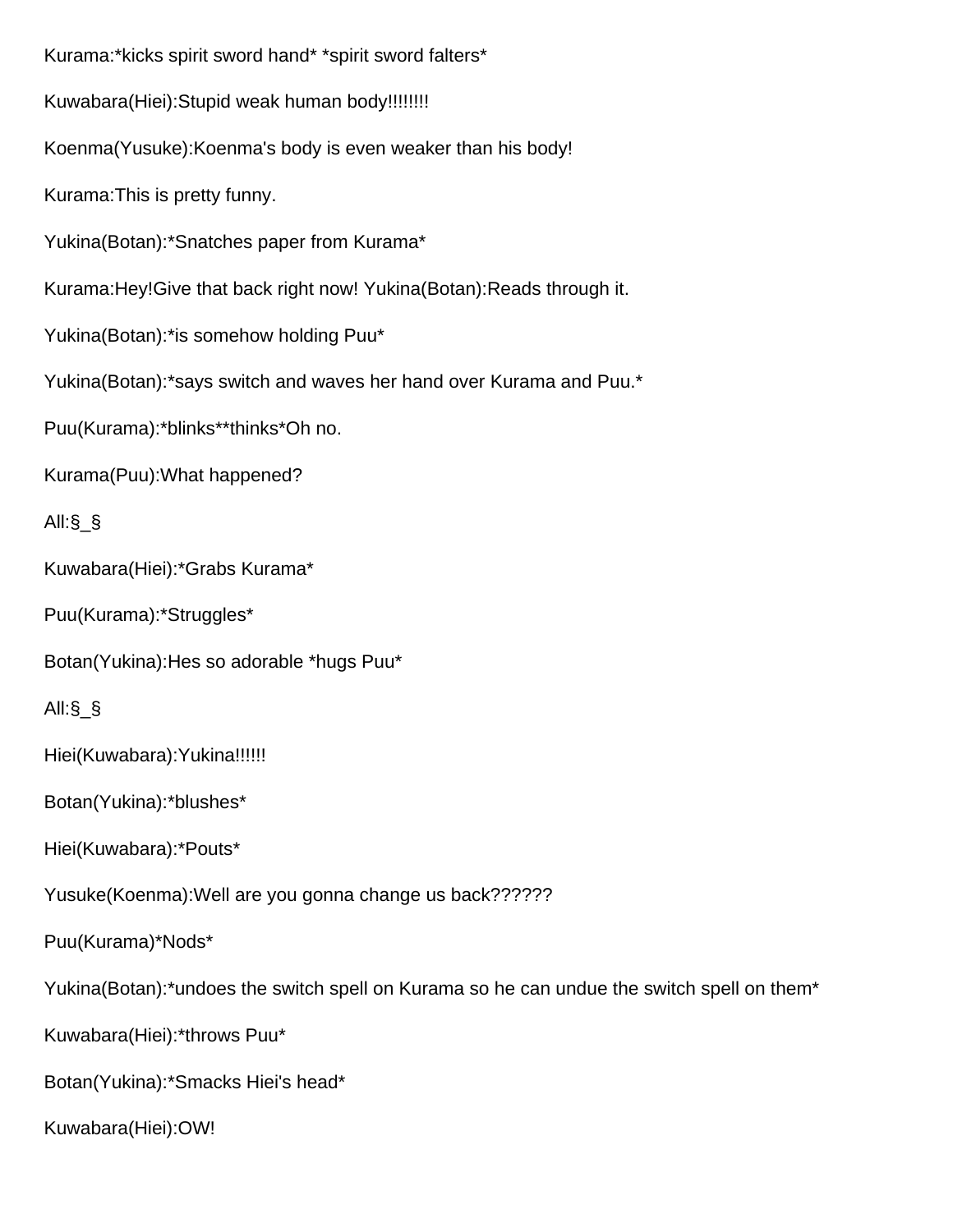Kurama:*kicks spirit sword hand* *spirit sword falters*

Kuwabara(Hiei):Stupid weak human body!!!!!!!!

Koenma(Yusuke):Koenma's body is even weaker than his body!

Kurama:This is pretty funny.

Yukina(Botan):*Snatches paper from Kurama*

Kurama:Hey!Give that back right now! Yukina(Botan):Reads through it.

Yukina(Botan):*is somehow holding Puu*

Yukina(Botan):*says switch and waves her hand over Kurama and Puu.*

Puu(Kurama):*blinks**thinks*Oh no.

Kurama(Puu):What happened?

All:§_§

Kuwabara(Hiei):*Grabs Kurama*

Puu(Kurama):*Struggles*

Botan(Yukina):Hes so adorable *hugs Puu*

All:§_§

Hiei(Kuwabara):Yukina!!!!!!

Botan(Yukina):*blushes*

Hiei(Kuwabara):*Pouts*

Yusuke(Koenma):Well are you gonna change us back??????

Puu(Kurama)*Nods*

Yukina(Botan):*undoes the switch spell on Kurama so he can undue the switch spell on them*

Kuwabara(Hiei):*throws Puu*

Botan(Yukina):*Smacks Hiei's head*

Kuwabara(Hiei):OW!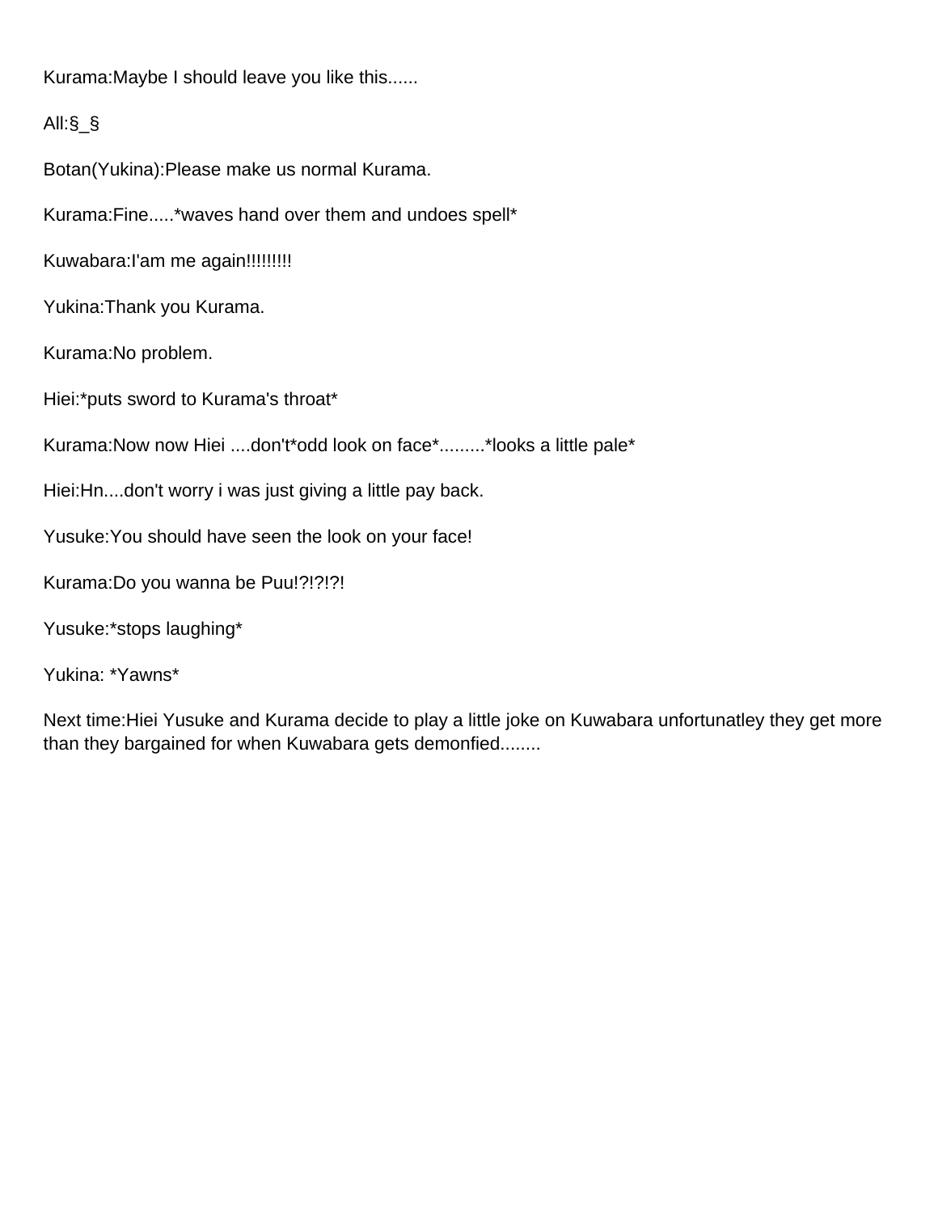Kurama:Maybe I should leave you like this......

All:§_§

Botan(Yukina):Please make us normal Kurama.

Kurama:Fine.....*waves hand over them and undoes spell*

Kuwabara:I'am me again!!!!!!!!!

Yukina:Thank you Kurama.

Kurama:No problem.

Hiei:*puts sword to Kurama's throat*

Kurama:Now now Hiei ....don't*odd look on face*.........*looks a little pale*

Hiei:Hn....don't worry i was just giving a little pay back.

Yusuke:You should have seen the look on your face!

Kurama:Do you wanna be Puu!?!?!?!

Yusuke:*stops laughing*

Yukina: *Yawns*

Next time:Hiei Yusuke and Kurama decide to play a little joke on Kuwabara unfortunatley they get more than they bargained for when Kuwabara gets demonfied........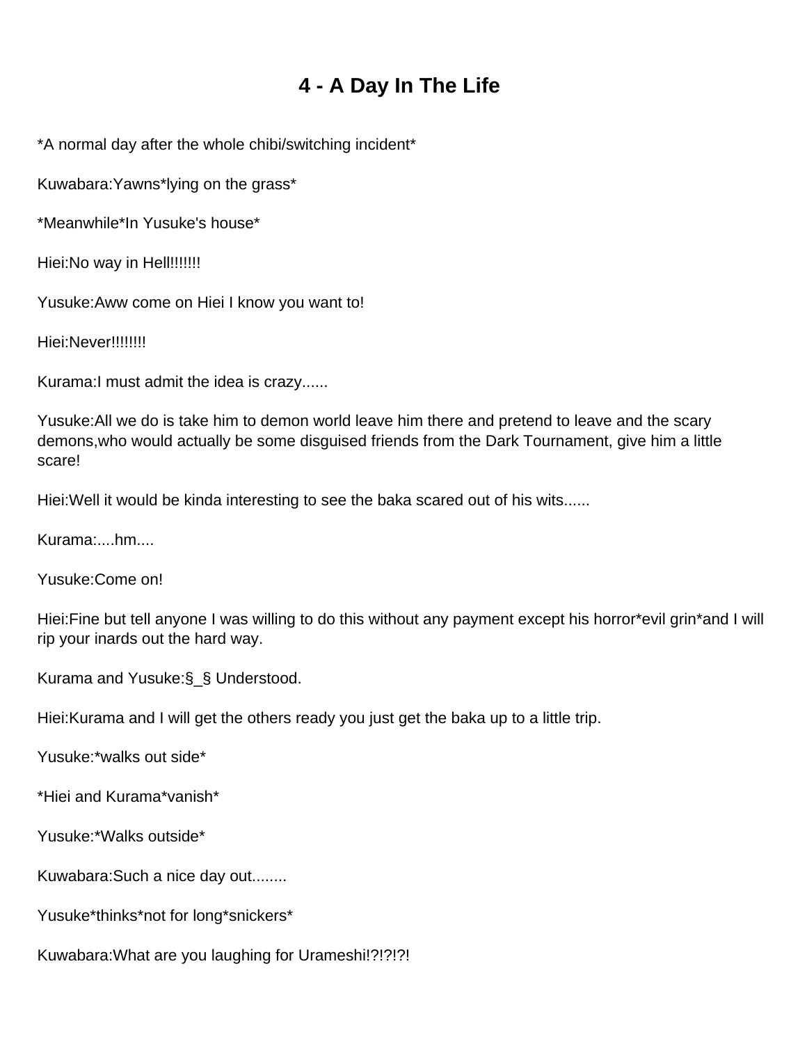# 4 - A Day In The Life

*A normal day after the whole chibi/switching incident*

Kuwabara:Yawns*lying on the grass*

*Meanwhile*In Yusuke's house*

Hiei:No way in Hell!!!!!!!

Yusuke:Aww come on Hiei I know you want to!

Hiei:Never!!!!!!!!

Kurama:I must admit the idea is crazy......

Yusuke:All we do is take him to demon world leave him there and pretend to leave and the scary demons,who would actually be some disguised friends from the Dark Tournament, give him a little scare!

Hiei:Well it would be kinda interesting to see the baka scared out of his wits......

Kurama:....hm....

Yusuke:Come on!

Hiei:Fine but tell anyone I was willing to do this without any payment except his horror*evil grin*and I will rip your inards out the hard way.

Kurama and Yusuke:§_§ Understood.

Hiei:Kurama and I will get the others ready you just get the baka up to a little trip.

Yusuke:*walks out side*

*Hiei and Kurama*vanish*

Yusuke:*Walks outside*

Kuwabara:Such a nice day out........

Yusuke*thinks*not for long*snickers*

Kuwabara:What are you laughing for Urameshi!?!?!?!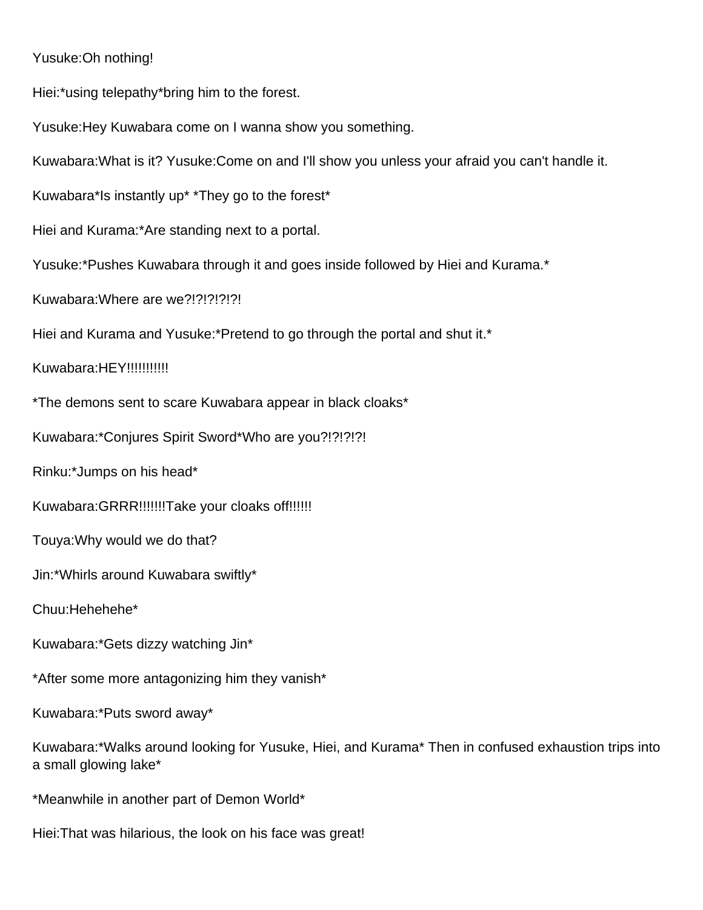Yusuke:Oh nothing!

Hiei:*using telepathy*bring him to the forest.

Yusuke:Hey Kuwabara come on I wanna show you something.

Kuwabara:What is it? Yusuke:Come on and I'll show you unless your afraid you can't handle it.

Kuwabara*Is instantly up* *They go to the forest*

Hiei and Kurama:*Are standing next to a portal.

Yusuke:*Pushes Kuwabara through it and goes inside followed by Hiei and Kurama.*

Kuwabara:Where are we?!?!?!?!?!

Hiei and Kurama and Yusuke:*Pretend to go through the portal and shut it.*

Kuwabara:HEY!!!!!!!!!!

*The demons sent to scare Kuwabara appear in black cloaks*

Kuwabara:*Conjures Spirit Sword*Who are you?!?!?!?!

Rinku:*Jumps on his head*

Kuwabara:GRRR!!!!!!!Take your cloaks off!!!!!!

Touya:Why would we do that?

Jin:*Whirls around Kuwabara swiftly*

Chuu:Hehehehe*

Kuwabara:*Gets dizzy watching Jin*

*After some more antagonizing him they vanish*

Kuwabara:*Puts sword away*

Kuwabara:*Walks around looking for Yusuke, Hiei, and Kurama* Then in confused exhaustion trips into a small glowing lake*

*Meanwhile in another part of Demon World*

Hiei:That was hilarious, the look on his face was great!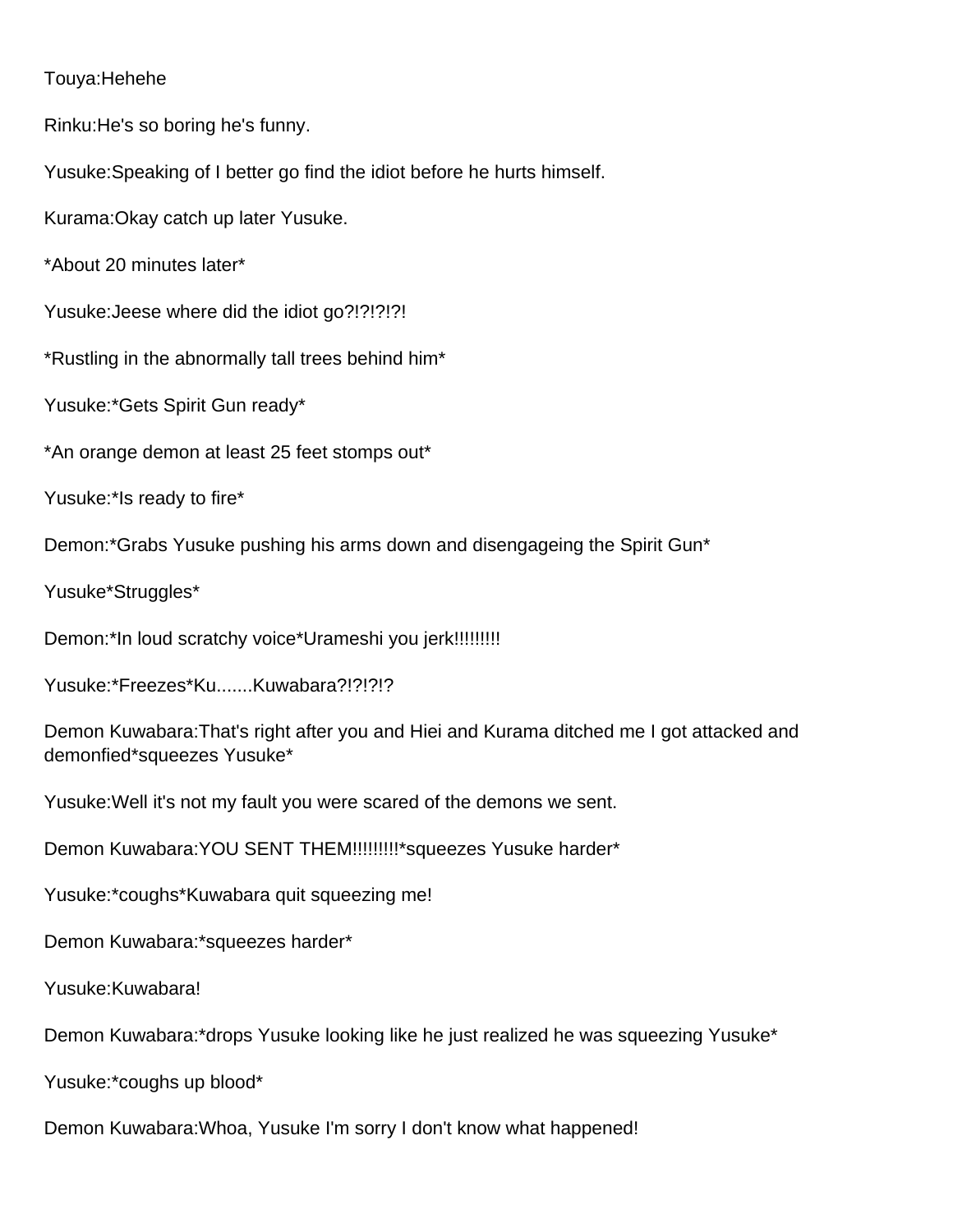Touya:Hehehe

Rinku:He's so boring he's funny.

Yusuke:Speaking of I better go find the idiot before he hurts himself.

Kurama:Okay catch up later Yusuke.

*About 20 minutes later*

Yusuke:Jeese where did the idiot go?!?!?!?!

*Rustling in the abnormally tall trees behind him*

Yusuke:*Gets Spirit Gun ready*

*An orange demon at least 25 feet stomps out*

Yusuke:*Is ready to fire*

Demon:*Grabs Yusuke pushing his arms down and disengageing the Spirit Gun*

Yusuke*Struggles*

Demon:*In loud scratchy voice*Urameshi you jerk!!!!!!!!!

Yusuke:*Freezes*Ku.......Kuwabara?!?!?!?

Demon Kuwabara:That's right after you and Hiei and Kurama ditched me I got attacked and demonfied*squeezes Yusuke*

Yusuke:Well it's not my fault you were scared of the demons we sent.

Demon Kuwabara:YOU SENT THEM!!!!!!!!!*squeezes Yusuke harder*

Yusuke:*coughs*Kuwabara quit squeezing me!

Demon Kuwabara:*squeezes harder*

Yusuke:Kuwabara!

Demon Kuwabara:*drops Yusuke looking like he just realized he was squeezing Yusuke*

Yusuke:*coughs up blood*

Demon Kuwabara:Whoa, Yusuke I'm sorry I don't know what happened!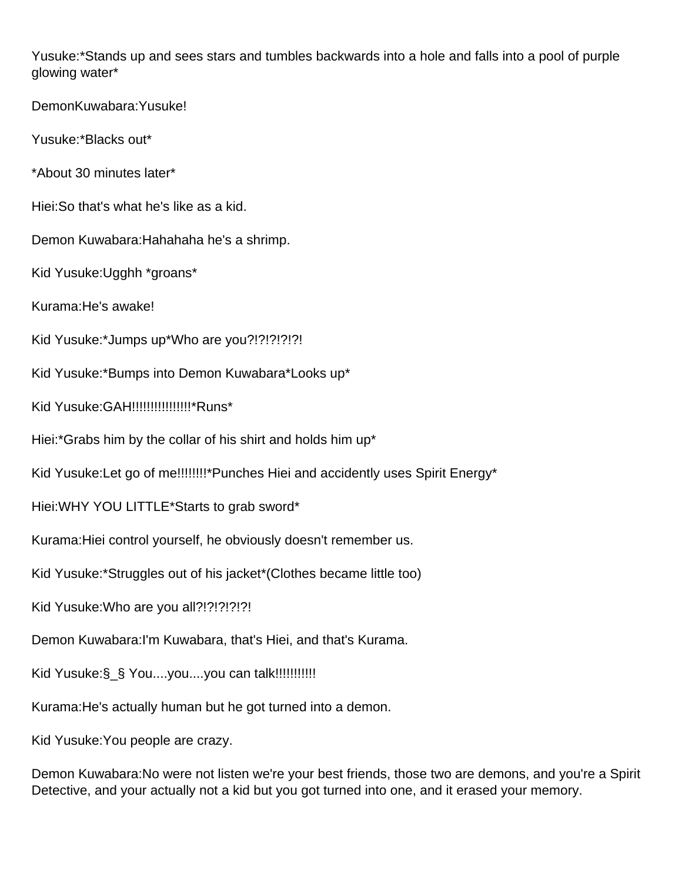Yusuke:*Stands up and sees stars and tumbles backwards into a hole and falls into a pool of purple glowing water*

DemonKuwabara:Yusuke!

Yusuke:*Blacks out*

*About 30 minutes later*

Hiei:So that's what he's like as a kid.

Demon Kuwabara:Hahahaha he's a shrimp.

Kid Yusuke:Ugghh *groans*

Kurama:He's awake!

Kid Yusuke:*Jumps up*Who are you?!?!?!?!?!

Kid Yusuke:*Bumps into Demon Kuwabara*Looks up*

Kid Yusuke:GAH!!!!!!!!!!!!!!!!*Runs*

Hiei:*Grabs him by the collar of his shirt and holds him up*

Kid Yusuke:Let go of me!!!!!!!!*Punches Hiei and accidently uses Spirit Energy*

Hiei:WHY YOU LITTLE*Starts to grab sword*

Kurama:Hiei control yourself, he obviously doesn't remember us.

Kid Yusuke:*Struggles out of his jacket*(Clothes became little too)

Kid Yusuke:Who are you all?!?!?!?!?!

Demon Kuwabara:I'm Kuwabara, that's Hiei, and that's Kurama.

Kid Yusuke:§_§ You....you....you can talk!!!!!!!!!!

Kurama:He's actually human but he got turned into a demon.

Kid Yusuke:You people are crazy.

Demon Kuwabara:No were not listen we're your best friends, those two are demons, and you're a Spirit Detective, and your actually not a kid but you got turned into one, and it erased your memory.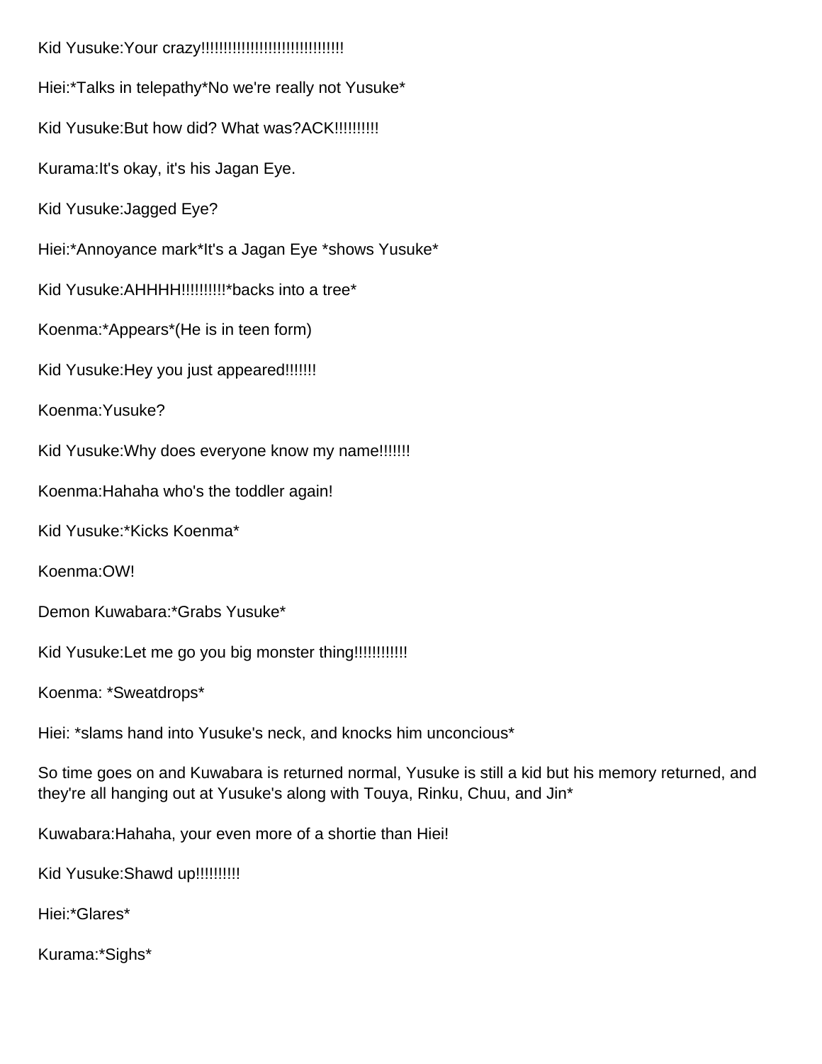Kid Yusuke:Your crazy!!!!!!!!!!!!!!!!!!!!!!!!!!!!!!!

Hiei:*Talks in telepathy*No we're really not Yusuke*

Kid Yusuke:But how did? What was?ACK!!!!!!!!!!

Kurama:It's okay, it's his Jagan Eye.

Kid Yusuke:Jagged Eye?

Hiei:*Annoyance mark*It's a Jagan Eye *shows Yusuke*

Kid Yusuke:AHHHH!!!!!!!!!!*backs into a tree*

Koenma:*Appears*(He is in teen form)

Kid Yusuke:Hey you just appeared!!!!!!!

Koenma:Yusuke?

Kid Yusuke:Why does everyone know my name!!!!!!!

Koenma:Hahaha who's the toddler again!

Kid Yusuke:*Kicks Koenma*

Koenma:OW!

Demon Kuwabara:*Grabs Yusuke*

Kid Yusuke:Let me go you big monster thing!!!!!!!!!!!

Koenma: *Sweatdrops*

Hiei: *slams hand into Yusuke's neck, and knocks him unconcious*

So time goes on and Kuwabara is returned normal, Yusuke is still a kid but his memory returned, and they're all hanging out at Yusuke's along with Touya, Rinku, Chuu, and Jin*

Kuwabara:Hahaha, your even more of a shortie than Hiei!

Kid Yusuke:Shawd up!!!!!!!!!!

Hiei:*Glares*

Kurama:*Sighs*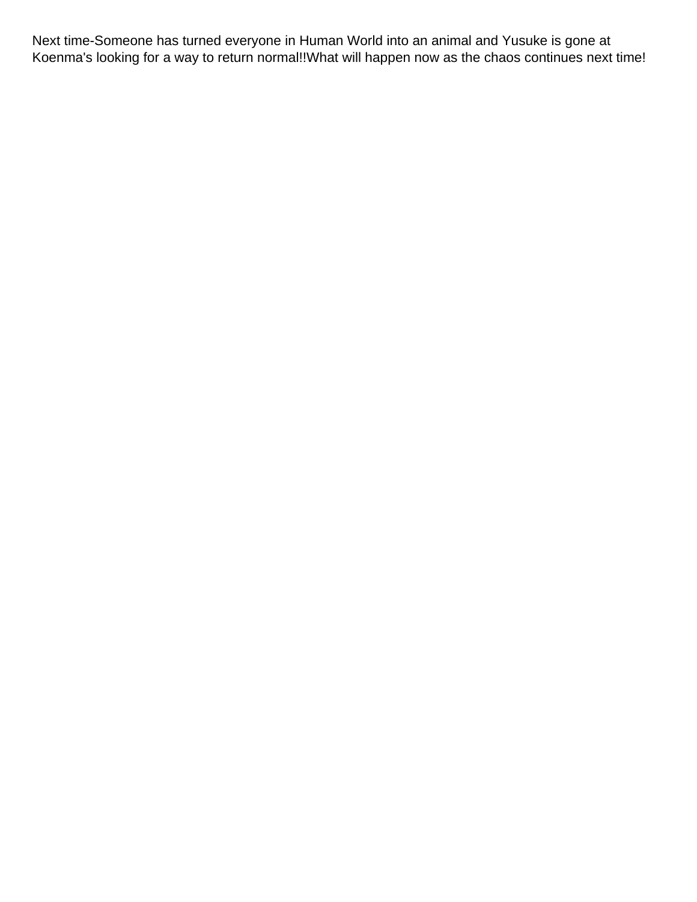Next time-Someone has turned everyone in Human World into an animal and Yusuke is gone at Koenma's looking for a way to return normal!!What will happen now as the chaos continues next time!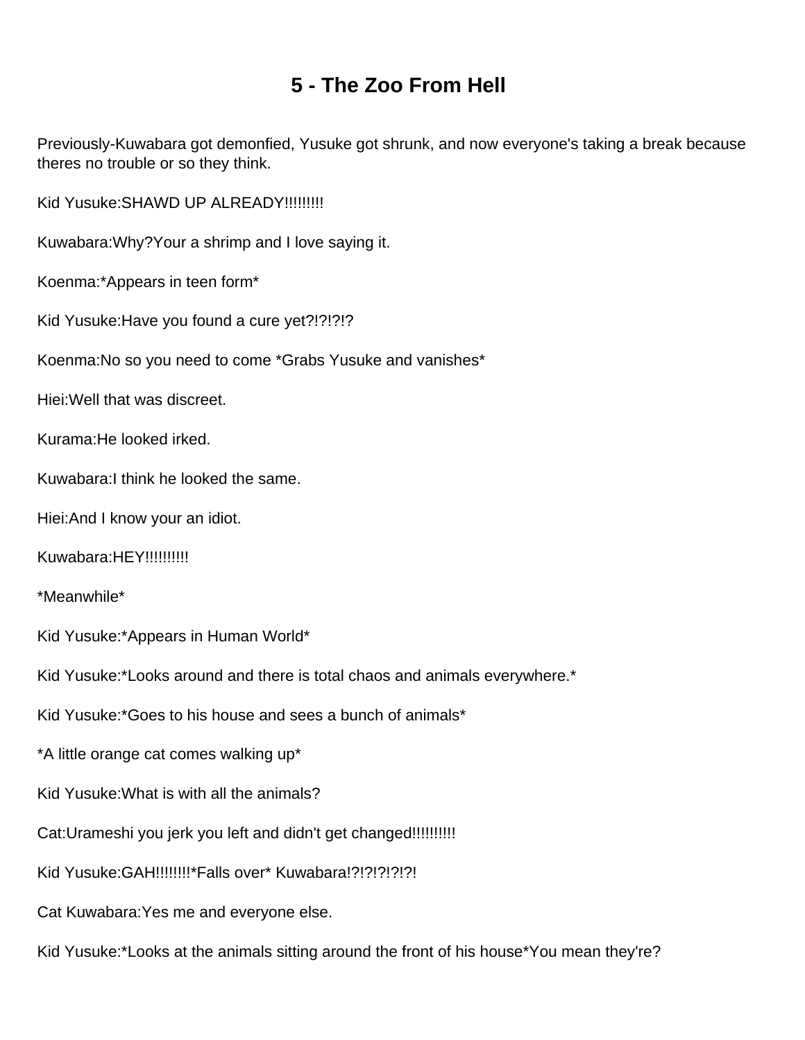# 5 - The Zoo From Hell

Previously-Kuwabara got demonfied, Yusuke got shrunk, and now everyone's taking a break because theres no trouble or so they think.

Kid Yusuke:SHAWD UP ALREADY!!!!!!!!!

Kuwabara:Why?Your a shrimp and I love saying it.

Koenma:*Appears in teen form*

Kid Yusuke:Have you found a cure yet?!?!?!?!?

Koenma:No so you need to come *Grabs Yusuke and vanishes*

Hiei:Well that was discreet.

Kurama:He looked irked.

Kuwabara:I think he looked the same.

Hiei:And I know your an idiot.

Kuwabara:HEY!!!!!!!!!

*Meanwhile*

Kid Yusuke:*Appears in Human World*

Kid Yusuke:*Looks around and there is total chaos and animals everywhere.*

Kid Yusuke:*Goes to his house and sees a bunch of animals*

*A little orange cat comes walking up*

Kid Yusuke:What is with all the animals?

Cat:Urameshi you jerk you left and didn't get changed!!!!!!!!!

Kid Yusuke:GAH!!!!!!!!*Falls over* Kuwabara!?!?!?!?!?!

Cat Kuwabara:Yes me and everyone else.

Kid Yusuke:*Looks at the animals sitting around the front of his house*You mean they're?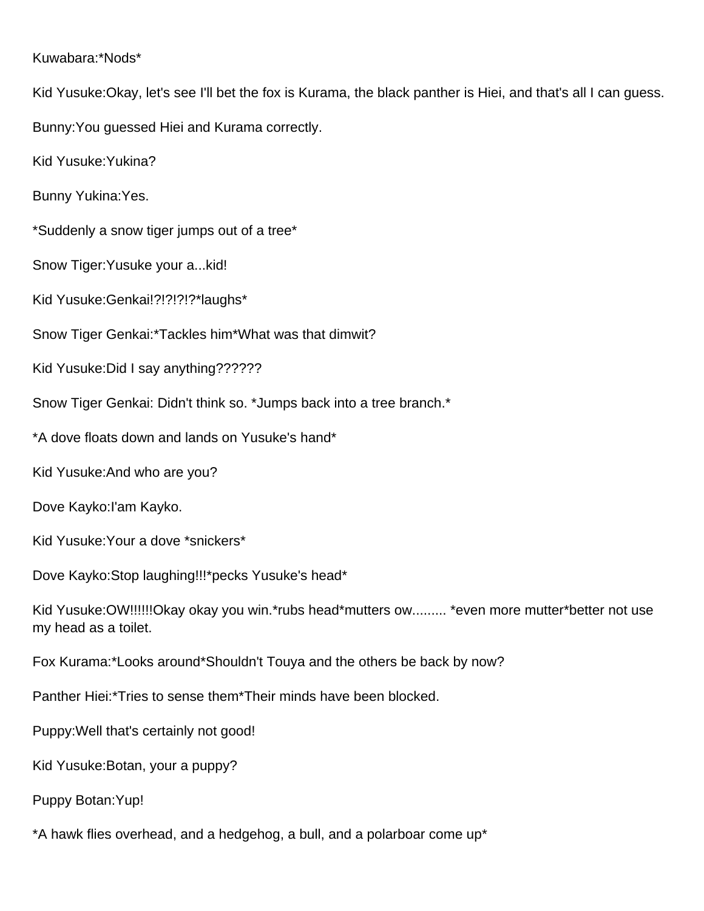Kuwabara:*Nods*

Kid Yusuke:Okay, let's see I'll bet the fox is Kurama, the black panther is Hiei, and that's all I can guess.

Bunny:You guessed Hiei and Kurama correctly.

Kid Yusuke:Yukina?

Bunny Yukina:Yes.

*Suddenly a snow tiger jumps out of a tree*

Snow Tiger:Yusuke your a...kid!

Kid Yusuke:Genkai!?!?!?!?*laughs*

Snow Tiger Genkai:*Tackles him*What was that dimwit?

Kid Yusuke:Did I say anything??????

Snow Tiger Genkai: Didn't think so. *Jumps back into a tree branch.*

*A dove floats down and lands on Yusuke's hand*

Kid Yusuke:And who are you?

Dove Kayko:I'am Kayko.

Kid Yusuke:Your a dove *snickers*

Dove Kayko:Stop laughing!!!*pecks Yusuke's head*

Kid Yusuke:OW!!!!!!Okay okay you win.*rubs head*mutters ow......... *even more mutter*better not use my head as a toilet.

Fox Kurama:*Looks around*Shouldn't Touya and the others be back by now?

Panther Hiei:*Tries to sense them*Their minds have been blocked.

Puppy:Well that's certainly not good!

Kid Yusuke:Botan, your a puppy?

Puppy Botan:Yup!

*A hawk flies overhead, and a hedgehog, a bull, and a polarboar come up*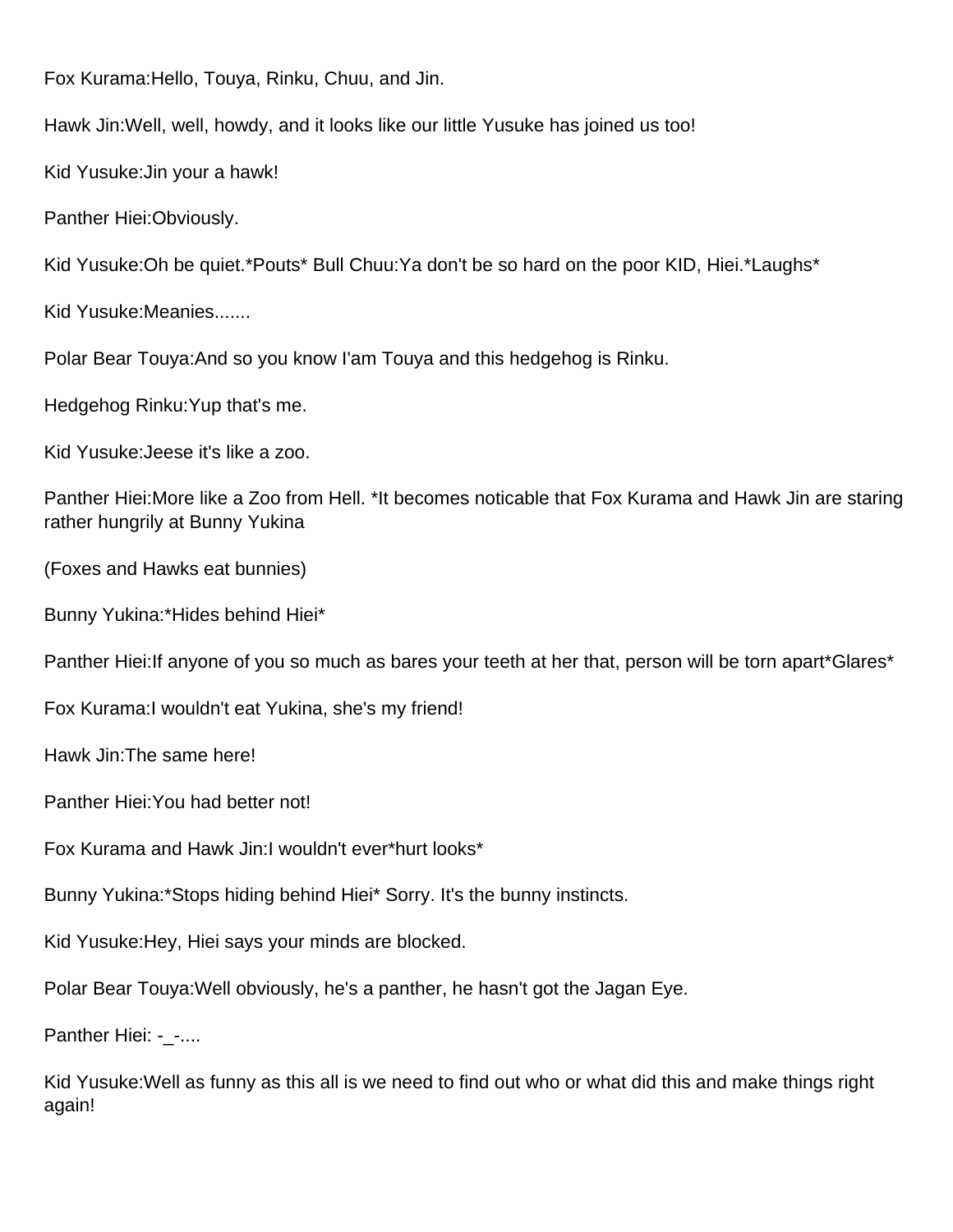Fox Kurama:Hello, Touya, Rinku, Chuu, and Jin.

Hawk Jin:Well, well, howdy, and it looks like our little Yusuke has joined us too!

Kid Yusuke:Jin your a hawk!

Panther Hiei:Obviously.

Kid Yusuke:Oh be quiet.*Pouts* Bull Chuu:Ya don't be so hard on the poor KID, Hiei.*Laughs*

Kid Yusuke:Meanies.......

Polar Bear Touya:And so you know I'am Touya and this hedgehog is Rinku.

Hedgehog Rinku:Yup that's me.

Kid Yusuke:Jeese it's like a zoo.

Panther Hiei:More like a Zoo from Hell. *It becomes noticable that Fox Kurama and Hawk Jin are staring rather hungrily at Bunny Yukina

(Foxes and Hawks eat bunnies)

Bunny Yukina:*Hides behind Hiei*

Panther Hiei:If anyone of you so much as bares your teeth at her that, person will be torn apart*Glares*

Fox Kurama:I wouldn't eat Yukina, she's my friend!

Hawk Jin:The same here!

Panther Hiei:You had better not!

Fox Kurama and Hawk Jin:I wouldn't ever*hurt looks*

Bunny Yukina:*Stops hiding behind Hiei* Sorry. It's the bunny instincts.

Kid Yusuke:Hey, Hiei says your minds are blocked.

Polar Bear Touya:Well obviously, he's a panther, he hasn't got the Jagan Eye.

Panther Hiei: -_-....

Kid Yusuke:Well as funny as this all is we need to find out who or what did this and make things right again!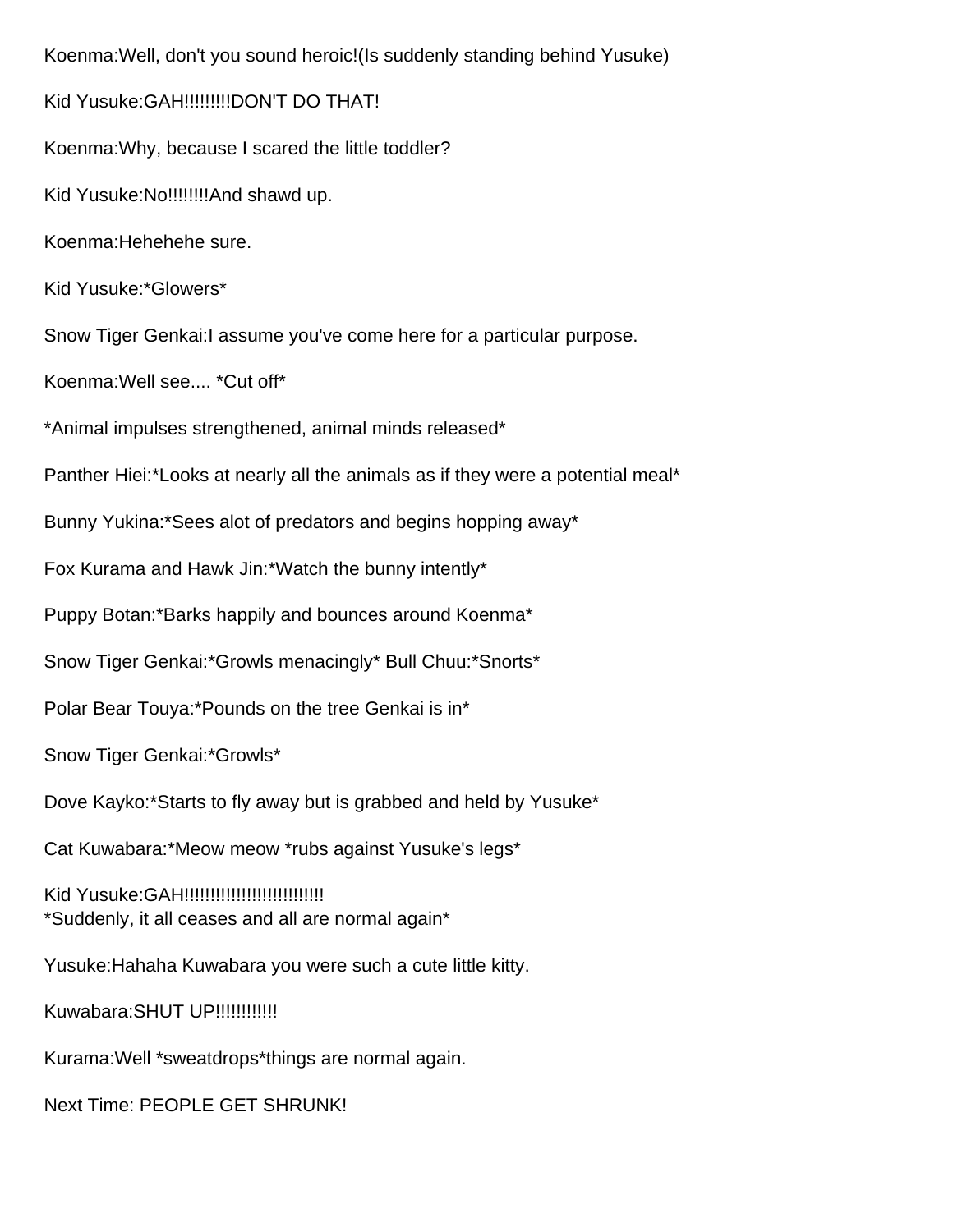Koenma:Well, don't you sound heroic!(Is suddenly standing behind Yusuke)

Kid Yusuke:GAH!!!!!!!!!DON'T DO THAT!

Koenma:Why, because I scared the little toddler?

Kid Yusuke:No!!!!!!!!And shawd up.

Koenma:Hehehehe sure.

Kid Yusuke:*Glowers*

Snow Tiger Genkai:I assume you've come here for a particular purpose.

Koenma:Well see.... *Cut off*

*Animal impulses strengthened, animal minds released*

Panther Hiei:*Looks at nearly all the animals as if they were a potential meal*

Bunny Yukina:*Sees alot of predators and begins hopping away*

Fox Kurama and Hawk Jin:*Watch the bunny intently*

Puppy Botan:*Barks happily and bounces around Koenma*

Snow Tiger Genkai:*Growls menacingly* Bull Chuu:*Snorts*

Polar Bear Touya:*Pounds on the tree Genkai is in*

Snow Tiger Genkai:*Growls*

Dove Kayko:*Starts to fly away but is grabbed and held by Yusuke*

Cat Kuwabara:*Meow meow *rubs against Yusuke's legs*

Kid Yusuke:GAH!!!!!!!!!!!!!!!!!!!!!!!!!!
*Suddenly, it all ceases and all are normal again*

Yusuke:Hahaha Kuwabara you were such a cute little kitty.

Kuwabara:SHUT UP!!!!!!!!!!!!

Kurama:Well *sweatdrops*things are normal again.

Next Time: PEOPLE GET SHRUNK!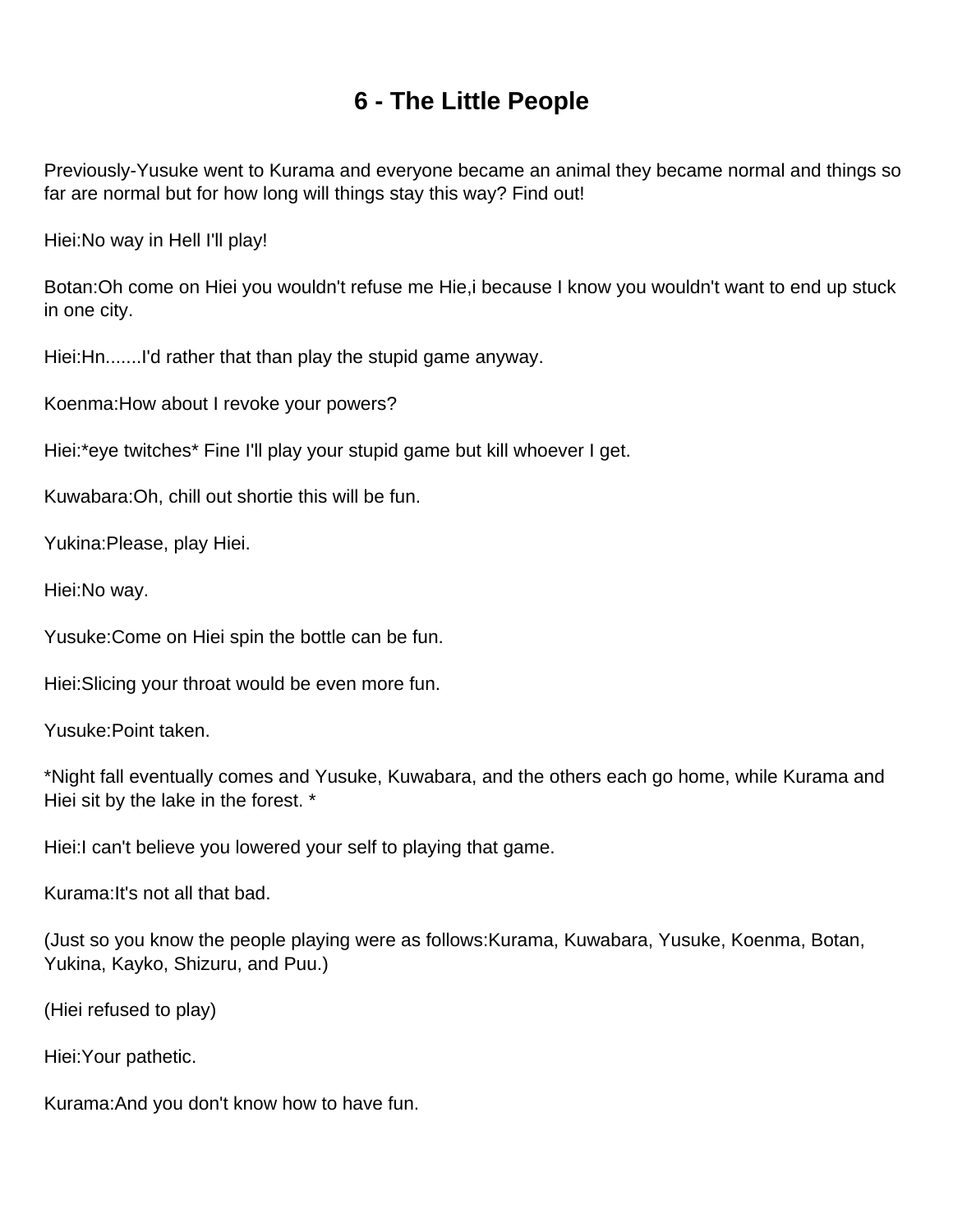# 6 - The Little People

Previously-Yusuke went to Kurama and everyone became an animal they became normal and things so far are normal but for how long will things stay this way? Find out!

Hiei:No way in Hell I'll play!

Botan:Oh come on Hiei you wouldn't refuse me Hie,i because I know you wouldn't want to end up stuck in one city.

Hiei:Hn.......I'd rather that than play the stupid game anyway.

Koenma:How about I revoke your powers?

Hiei:*eye twitches* Fine I'll play your stupid game but kill whoever I get.

Kuwabara:Oh, chill out shortie this will be fun.

Yukina:Please, play Hiei.

Hiei:No way.

Yusuke:Come on Hiei spin the bottle can be fun.

Hiei:Slicing your throat would be even more fun.

Yusuke:Point taken.

*Night fall eventually comes and Yusuke, Kuwabara, and the others each go home, while Kurama and Hiei sit by the lake in the forest. *

Hiei:I can't believe you lowered your self to playing that game.

Kurama:It's not all that bad.

(Just so you know the people playing were as follows:Kurama, Kuwabara, Yusuke, Koenma, Botan, Yukina, Kayko, Shizuru, and Puu.)

(Hiei refused to play)

Hiei:Your pathetic.

Kurama:And you don't know how to have fun.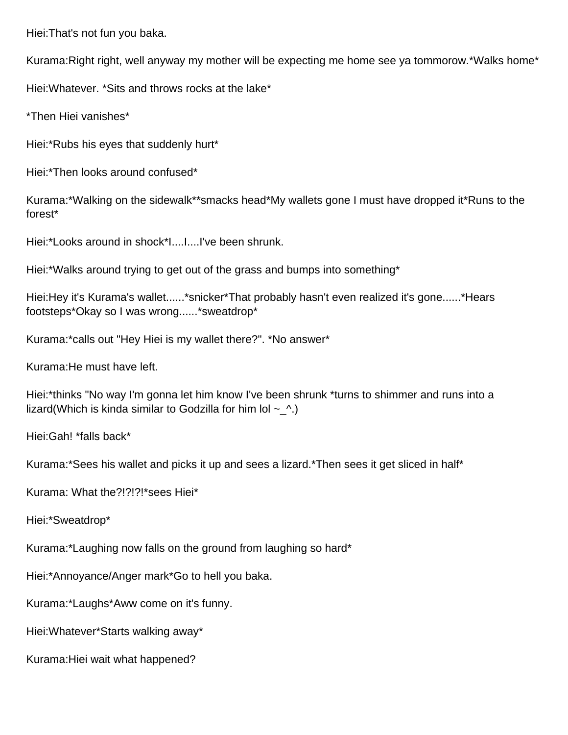Hiei:That's not fun you baka.

Kurama:Right right, well anyway my mother will be expecting me home see ya tommorow.*Walks home*

Hiei:Whatever. *Sits and throws rocks at the lake*

*Then Hiei vanishes*

Hiei:*Rubs his eyes that suddenly hurt*

Hiei:*Then looks around confused*

Kurama:*Walking on the sidewalk**smacks head*My wallets gone I must have dropped it*Runs to the forest*

Hiei:*Looks around in shock*I....I....I've been shrunk.

Hiei:*Walks around trying to get out of the grass and bumps into something*

Hiei:Hey it's Kurama's wallet......*snicker*That probably hasn't even realized it's gone......*Hears footsteps*Okay so I was wrong......*sweatdrop*

Kurama:*calls out "Hey Hiei is my wallet there?". *No answer*

Kurama:He must have left.

Hiei:*thinks "No way I'm gonna let him know I've been shrunk *turns to shimmer and runs into a lizard(Which is kinda similar to Godzilla for him lol ~_^.)

Hiei:Gah! *falls back*

Kurama:*Sees his wallet and picks it up and sees a lizard.*Then sees it get sliced in half*

Kurama: What the?!?!?!*sees Hiei*

Hiei:*Sweatdrop*

Kurama:*Laughing now falls on the ground from laughing so hard*

Hiei:*Annoyance/Anger mark*Go to hell you baka.

Kurama:*Laughs*Aww come on it's funny.

Hiei:Whatever*Starts walking away*

Kurama:Hiei wait what happened?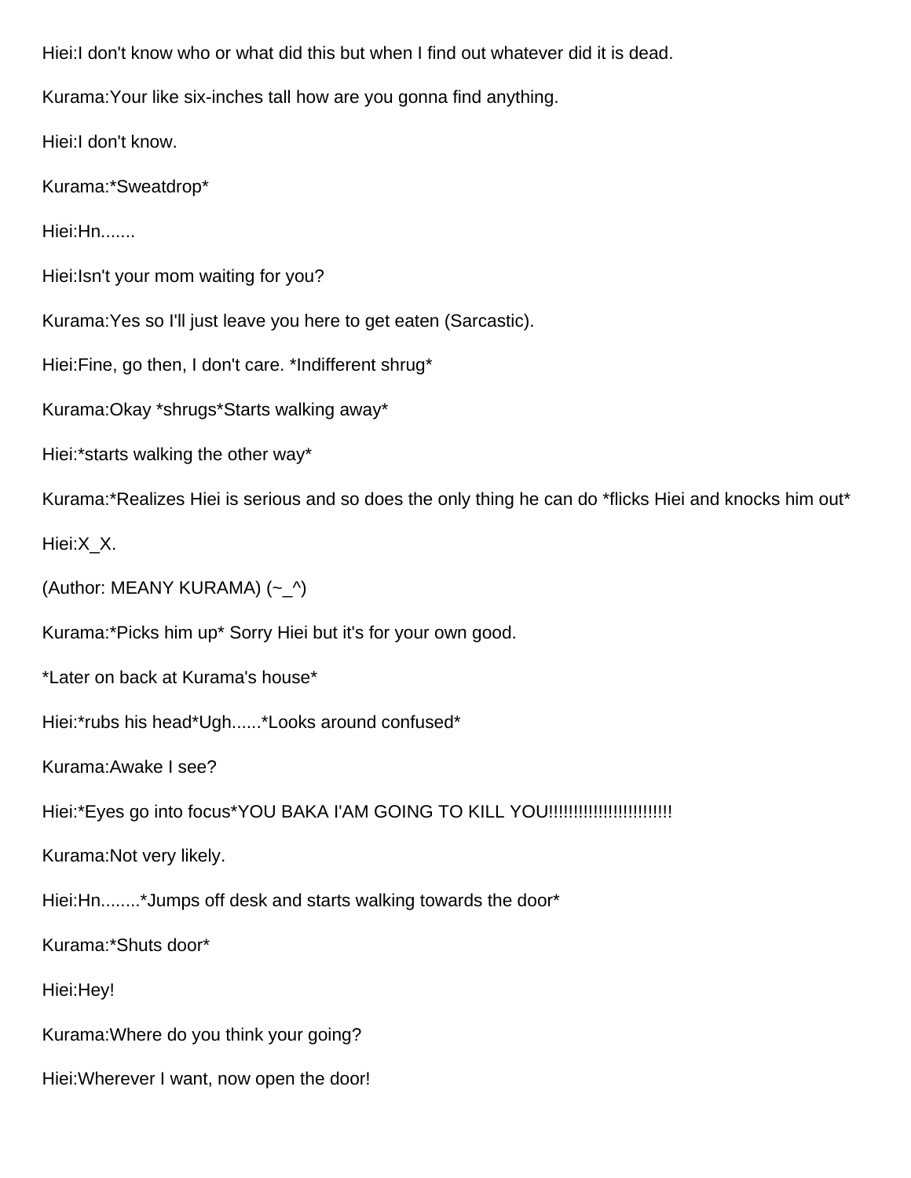Hiei:I don't know who or what did this but when I find out whatever did it is dead.

Kurama:Your like six-inches tall how are you gonna find anything.

Hiei:I don't know.

Kurama:*Sweatdrop*

Hiei:Hn.......

Hiei:Isn't your mom waiting for you?

Kurama:Yes so I'll just leave you here to get eaten (Sarcastic).

Hiei:Fine, go then, I don't care. *Indifferent shrug*

Kurama:Okay *shrugs*Starts walking away*

Hiei:*starts walking the other way*

Kurama:*Realizes Hiei is serious and so does the only thing he can do *flicks Hiei and knocks him out*

Hiei:X_X.

(Author: MEANY KURAMA) (~_^)

Kurama:*Picks him up* Sorry Hiei but it's for your own good.

*Later on back at Kurama's house*

Hiei:*rubs his head*Ugh......*Looks around confused*

Kurama:Awake I see?

Hiei:*Eyes go into focus*YOU BAKA I'AM GOING TO KILL YOU!!!!!!!!!!!!!!!!!!!!!!!!

Kurama:Not very likely.

Hiei:Hn........*Jumps off desk and starts walking towards the door*

Kurama:*Shuts door*

Hiei:Hey!

Kurama:Where do you think your going?

Hiei:Wherever I want, now open the door!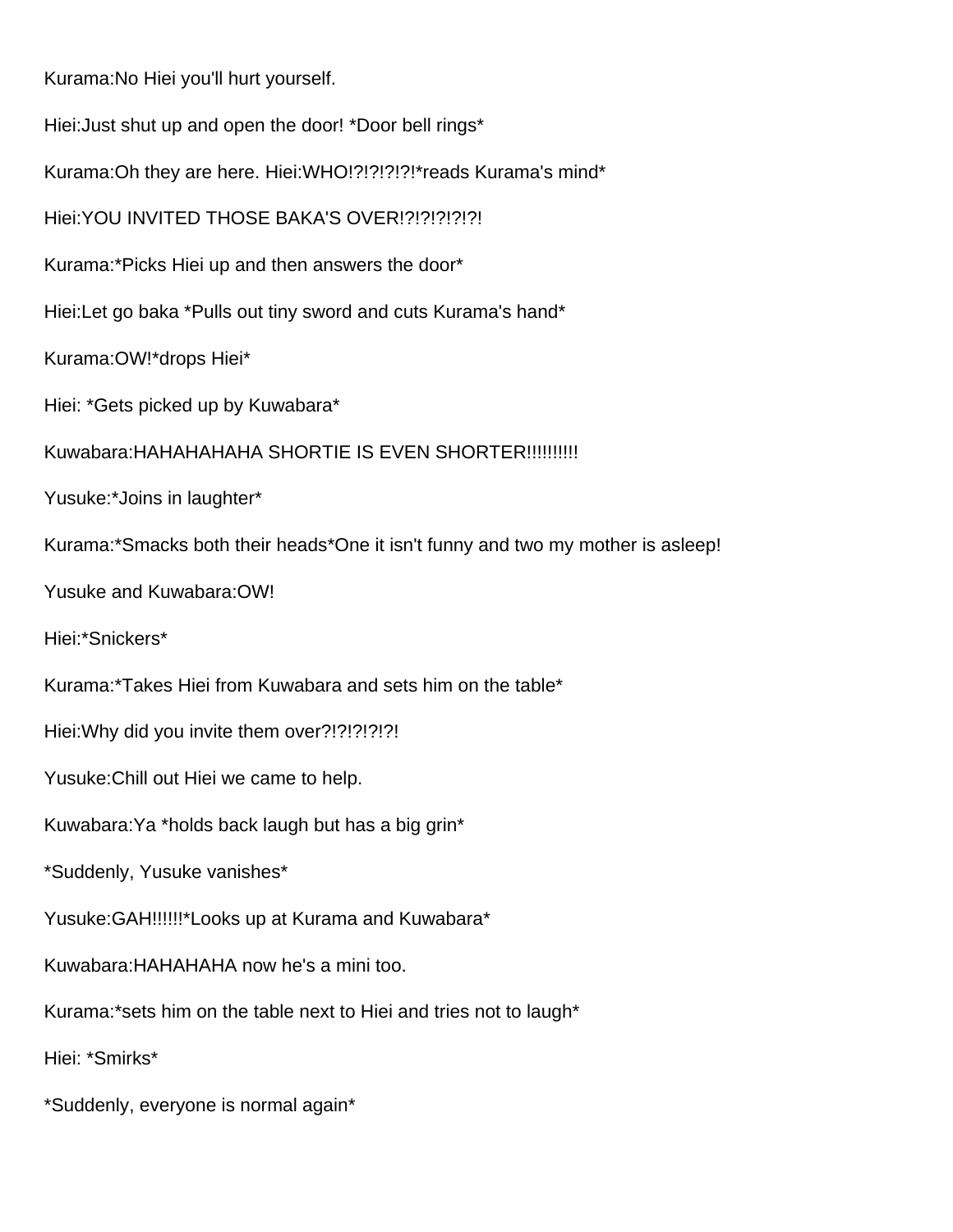Kurama:No Hiei you'll hurt yourself.

Hiei:Just shut up and open the door! *Door bell rings*

Kurama:Oh they are here. Hiei:WHO!?!?!?!?!?!*reads Kurama's mind*

Hiei:YOU INVITED THOSE BAKA'S OVER!?!?!?!?!?!

Kurama:*Picks Hiei up and then answers the door*

Hiei:Let go baka *Pulls out tiny sword and cuts Kurama's hand*

Kurama:OW!*drops Hiei*

Hiei: *Gets picked up by Kuwabara*

Kuwabara:HAHAHAHAHA SHORTIE IS EVEN SHORTER!!!!!!!!!

Yusuke:*Joins in laughter*

Kurama:*Smacks both their heads*One it isn't funny and two my mother is asleep!

Yusuke and Kuwabara:OW!

Hiei:*Snickers*

Kurama:*Takes Hiei from Kuwabara and sets him on the table*

Hiei:Why did you invite them over?!?!?!?!?!

Yusuke:Chill out Hiei we came to help.

Kuwabara:Ya *holds back laugh but has a big grin*

*Suddenly, Yusuke vanishes*

Yusuke:GAH!!!!!!*Looks up at Kurama and Kuwabara*

Kuwabara:HAHAHAHA now he's a mini too.

Kurama:*sets him on the table next to Hiei and tries not to laugh*

Hiei: *Smirks*

*Suddenly, everyone is normal again*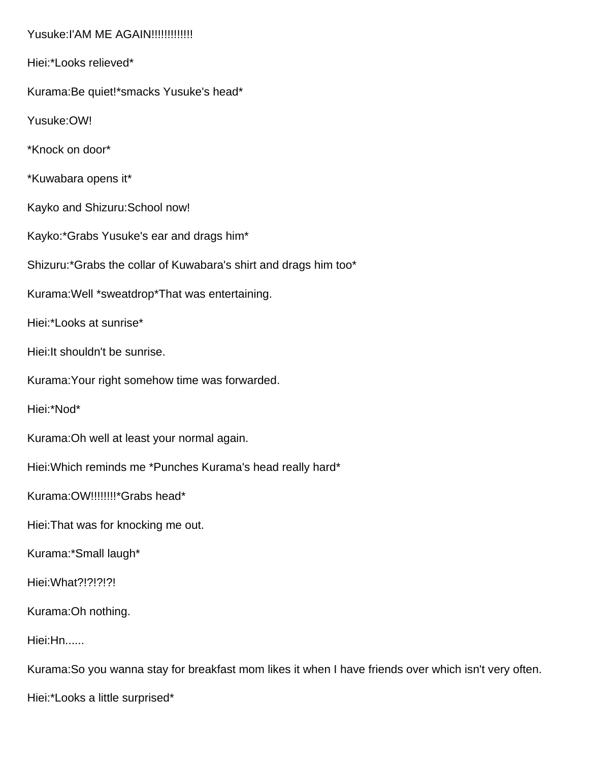Yusuke:I'AM ME AGAIN!!!!!!!!!!!!

Hiei:*Looks relieved*

Kurama:Be quiet!*smacks Yusuke's head*

Yusuke:OW!

*Knock on door*

*Kuwabara opens it*

Kayko and Shizuru:School now!

Kayko:*Grabs Yusuke's ear and drags him*

Shizuru:*Grabs the collar of Kuwabara's shirt and drags him too*

Kurama:Well *sweatdrop*That was entertaining.

Hiei:*Looks at sunrise*

Hiei:It shouldn't be sunrise.

Kurama:Your right somehow time was forwarded.

Hiei:*Nod*

Kurama:Oh well at least your normal again.

Hiei:Which reminds me *Punches Kurama's head really hard*

Kurama:OW!!!!!!!!*Grabs head*

Hiei:That was for knocking me out.

Kurama:*Small laugh*

Hiei:What?!?!?!?!

Kurama:Oh nothing.

Hiei:Hn......

Kurama:So you wanna stay for breakfast mom likes it when I have friends over which isn't very often.

Hiei:*Looks a little surprised*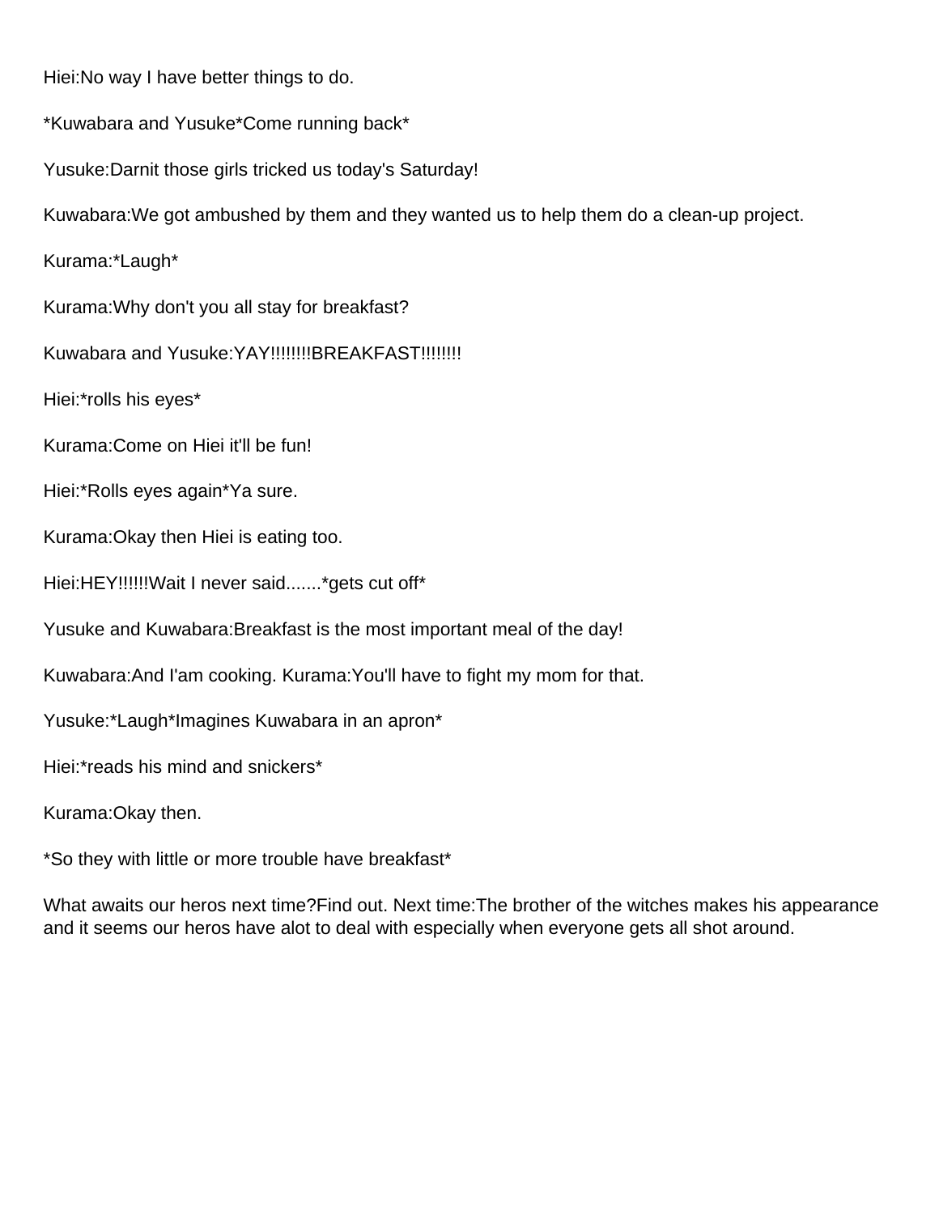Hiei:No way I have better things to do.

*Kuwabara and Yusuke*Come running back*

Yusuke:Darnit those girls tricked us today's Saturday!

Kuwabara:We got ambushed by them and they wanted us to help them do a clean-up project.

Kurama:*Laugh*

Kurama:Why don't you all stay for breakfast?

Kuwabara and Yusuke:YAY!!!!!!!!BREAKFAST!!!!!!!!

Hiei:*rolls his eyes*

Kurama:Come on Hiei it'll be fun!

Hiei:*Rolls eyes again*Ya sure.

Kurama:Okay then Hiei is eating too.

Hiei:HEY!!!!!!Wait I never said.......*gets cut off*

Yusuke and Kuwabara:Breakfast is the most important meal of the day!

Kuwabara:And I'am cooking. Kurama:You'll have to fight my mom for that.

Yusuke:*Laugh*Imagines Kuwabara in an apron*

Hiei:*reads his mind and snickers*

Kurama:Okay then.

*So they with little or more trouble have breakfast*

What awaits our heros next time?Find out. Next time:The brother of the witches makes his appearance and it seems our heros have alot to deal with especially when everyone gets all shot around.